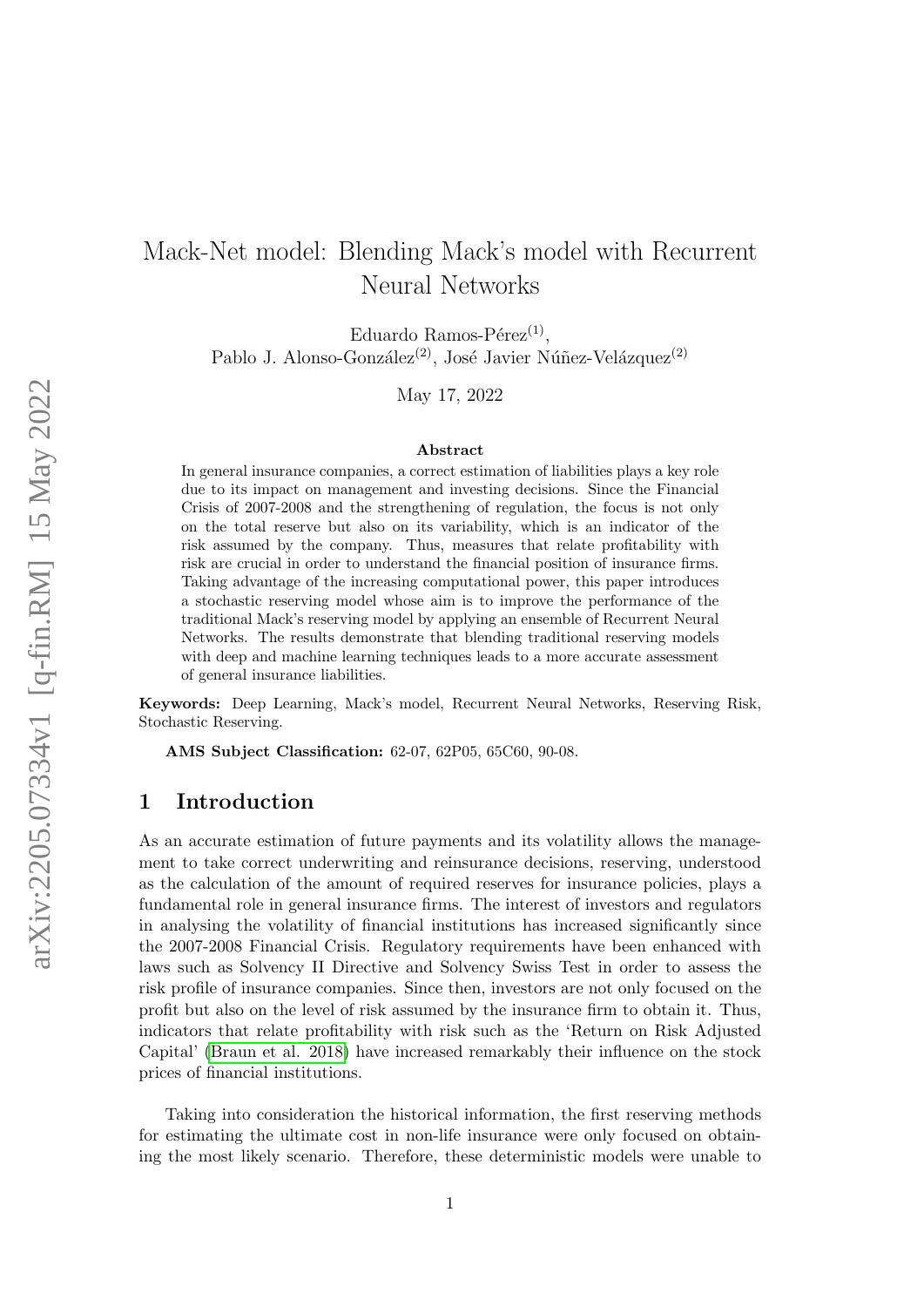# Mack-Net model: Blending Mack's model with Recurrent Neural Networks

Eduardo Ramos-Pérez[(1)],
Pablo J. Alonso-González[(2)], José Javier Núñez-Velázquez[(2)]

May 17, 2022

### Abstract

In general insurance companies, a correct estimation of liabilities plays a key role due to its impact on management and investing decisions. Since the Financial Crisis of 2007-2008 and the strengthening of regulation, the focus is not only on the total reserve but also on its variability, which is an indicator of the risk assumed by the company. Thus, measures that relate profitability with risk are crucial in order to understand the financial position of insurance firms. Taking advantage of the increasing computational power, this paper introduces a stochastic reserving model whose aim is to improve the performance of the traditional Mack's reserving model by applying an ensemble of Recurrent Neural Networks. The results demonstrate that blending traditional reserving models with deep and machine learning techniques leads to a more accurate assessment of general insurance liabilities.

**Keywords:** Deep Learning, Mack's model, Recurrent Neural Networks, Reserving Risk, Stochastic Reserving.

**AMS Subject Classification:** 62-07, 62P05, 65C60, 90-08.

## 1 Introduction

As an accurate estimation of future payments and its volatility allows the management to take correct underwriting and reinsurance decisions, reserving, understood as the calculation of the amount of required reserves for insurance policies, plays a fundamental role in general insurance firms. The interest of investors and regulators in analysing the volatility of financial institutions has increased significantly since the 2007-2008 Financial Crisis. Regulatory requirements have been enhanced with laws such as Solvency II Directive and Solvency Swiss Test in order to assess the risk profile of insurance companies. Since then, investors are not only focused on the profit but also on the level of risk assumed by the insurance firm to obtain it. Thus, indicators that relate profitability with risk such as the 'Return on Risk Adjusted Capital' (Braun et al. 2018) have increased remarkably their influence on the stock prices of financial institutions.

Taking into consideration the historical information, the first reserving methods for estimating the ultimate cost in non-life insurance were only focused on obtaining the most likely scenario. Therefore, these deterministic models were unable to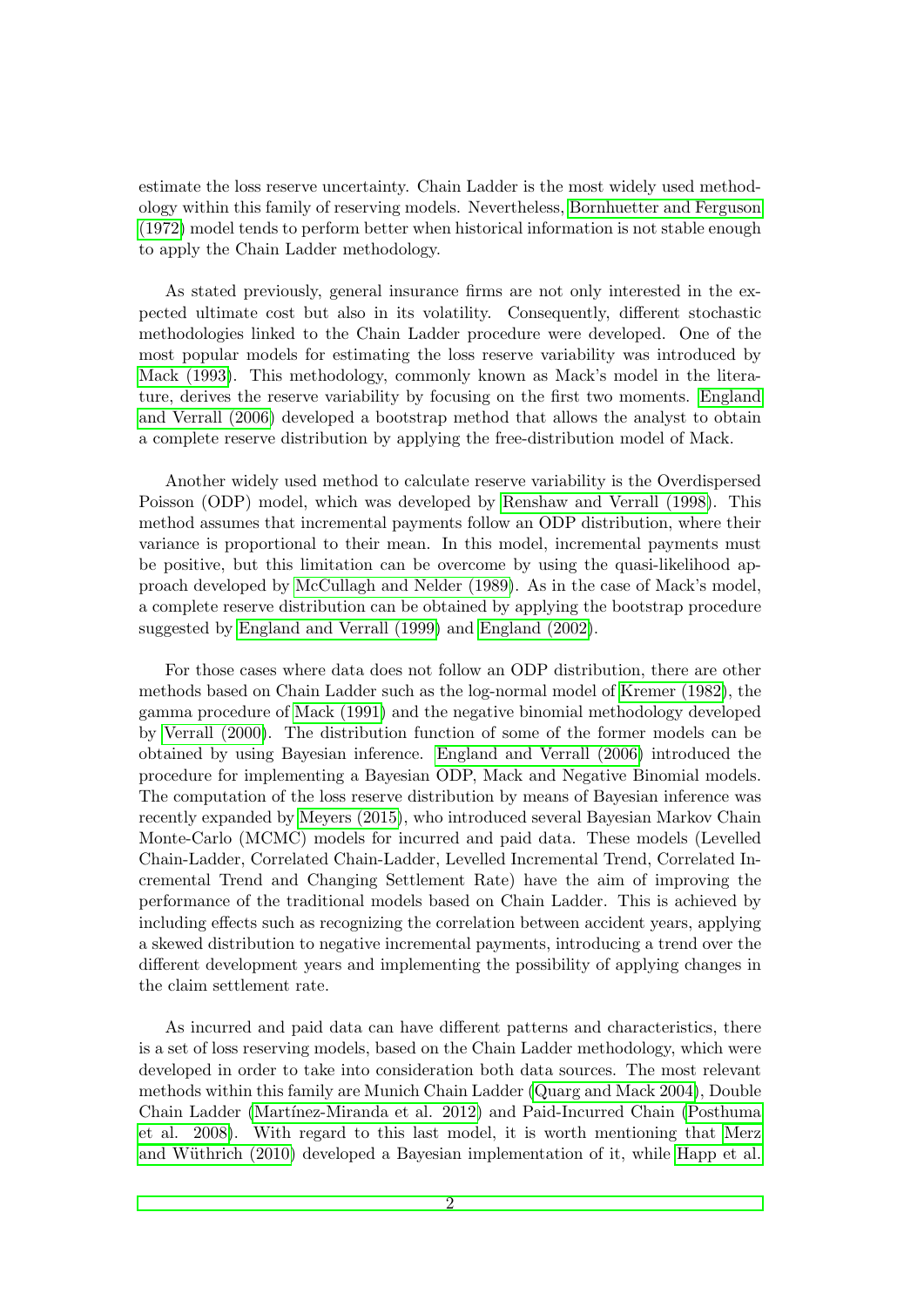estimate the loss reserve uncertainty. Chain Ladder is the most widely used methodology within this family of reserving models. Nevertheless, Bornhuetter and Ferguson (1972) model tends to perform better when historical information is not stable enough to apply the Chain Ladder methodology.

As stated previously, general insurance firms are not only interested in the expected ultimate cost but also in its volatility. Consequently, different stochastic methodologies linked to the Chain Ladder procedure were developed. One of the most popular models for estimating the loss reserve variability was introduced by Mack (1993). This methodology, commonly known as Mack's model in the literature, derives the reserve variability by focusing on the first two moments. England and Verrall (2006) developed a bootstrap method that allows the analyst to obtain a complete reserve distribution by applying the free-distribution model of Mack.

Another widely used method to calculate reserve variability is the Overdispersed Poisson (ODP) model, which was developed by Renshaw and Verrall (1998). This method assumes that incremental payments follow an ODP distribution, where their variance is proportional to their mean. In this model, incremental payments must be positive, but this limitation can be overcome by using the quasi-likelihood approach developed by McCullagh and Nelder (1989). As in the case of Mack's model, a complete reserve distribution can be obtained by applying the bootstrap procedure suggested by England and Verrall (1999) and England (2002).

For those cases where data does not follow an ODP distribution, there are other methods based on Chain Ladder such as the log-normal model of Kremer (1982), the gamma procedure of Mack (1991) and the negative binomial methodology developed by Verrall (2000). The distribution function of some of the former models can be obtained by using Bayesian inference. England and Verrall (2006) introduced the procedure for implementing a Bayesian ODP, Mack and Negative Binomial models. The computation of the loss reserve distribution by means of Bayesian inference was recently expanded by Meyers (2015), who introduced several Bayesian Markov Chain Monte-Carlo (MCMC) models for incurred and paid data. These models (Levelled Chain-Ladder, Correlated Chain-Ladder, Levelled Incremental Trend, Correlated Incremental Trend and Changing Settlement Rate) have the aim of improving the performance of the traditional models based on Chain Ladder. This is achieved by including effects such as recognizing the correlation between accident years, applying a skewed distribution to negative incremental payments, introducing a trend over the different development years and implementing the possibility of applying changes in the claim settlement rate.

As incurred and paid data can have different patterns and characteristics, there is a set of loss reserving models, based on the Chain Ladder methodology, which were developed in order to take into consideration both data sources. The most relevant methods within this family are Munich Chain Ladder (Quarg and Mack 2004), Double Chain Ladder (Martínez-Miranda et al. 2012) and Paid-Incurred Chain (Posthuma et al. 2008). With regard to this last model, it is worth mentioning that Merz and Wüthrich (2010) developed a Bayesian implementation of it, while Happ et al.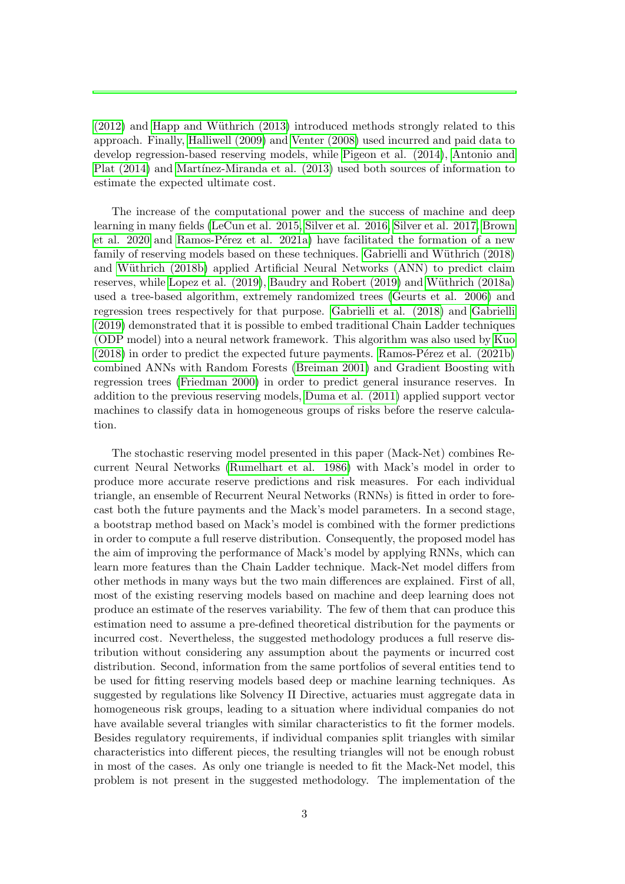(2012) and Happ and Wüthrich (2013) introduced methods strongly related to this approach. Finally, Halliwell (2009) and Venter (2008) used incurred and paid data to develop regression-based reserving models, while Pigeon et al. (2014), Antonio and Plat (2014) and Martínez-Miranda et al. (2013) used both sources of information to estimate the expected ultimate cost.

The increase of the computational power and the success of machine and deep learning in many fields (LeCun et al. 2015, Silver et al. 2016, Silver et al. 2017, Brown et al. 2020 and Ramos-Pérez et al. 2021a) have facilitated the formation of a new family of reserving models based on these techniques. Gabrielli and Wüthrich (2018) and Wüthrich (2018b) applied Artificial Neural Networks (ANN) to predict claim reserves, while Lopez et al. (2019), Baudry and Robert (2019) and Wüthrich (2018a) used a tree-based algorithm, extremely randomized trees (Geurts et al. 2006) and regression trees respectively for that purpose. Gabrielli et al. (2018) and Gabrielli (2019) demonstrated that it is possible to embed traditional Chain Ladder techniques (ODP model) into a neural network framework. This algorithm was also used by Kuo (2018) in order to predict the expected future payments. Ramos-Pérez et al. (2021b) combined ANNs with Random Forests (Breiman 2001) and Gradient Boosting with regression trees (Friedman 2000) in order to predict general insurance reserves. In addition to the previous reserving models, Duma et al. (2011) applied support vector machines to classify data in homogeneous groups of risks before the reserve calculation.

The stochastic reserving model presented in this paper (Mack-Net) combines Recurrent Neural Networks (Rumelhart et al. 1986) with Mack's model in order to produce more accurate reserve predictions and risk measures. For each individual triangle, an ensemble of Recurrent Neural Networks (RNNs) is fitted in order to forecast both the future payments and the Mack's model parameters. In a second stage, a bootstrap method based on Mack's model is combined with the former predictions in order to compute a full reserve distribution. Consequently, the proposed model has the aim of improving the performance of Mack's model by applying RNNs, which can learn more features than the Chain Ladder technique. Mack-Net model differs from other methods in many ways but the two main differences are explained. First of all, most of the existing reserving models based on machine and deep learning does not produce an estimate of the reserves variability. The few of them that can produce this estimation need to assume a pre-defined theoretical distribution for the payments or incurred cost. Nevertheless, the suggested methodology produces a full reserve distribution without considering any assumption about the payments or incurred cost distribution. Second, information from the same portfolios of several entities tend to be used for fitting reserving models based deep or machine learning techniques. As suggested by regulations like Solvency II Directive, actuaries must aggregate data in homogeneous risk groups, leading to a situation where individual companies do not have available several triangles with similar characteristics to fit the former models. Besides regulatory requirements, if individual companies split triangles with similar characteristics into different pieces, the resulting triangles will not be enough robust in most of the cases. As only one triangle is needed to fit the Mack-Net model, this problem is not present in the suggested methodology. The implementation of the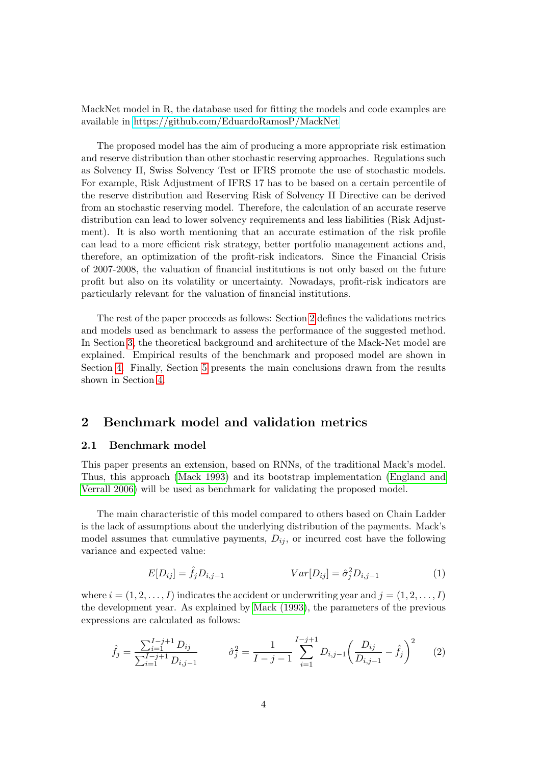MackNet model in R, the database used for fitting the models and code examples are available in https://github.com/EduardoRamosP/MackNet

The proposed model has the aim of producing a more appropriate risk estimation and reserve distribution than other stochastic reserving approaches. Regulations such as Solvency II, Swiss Solvency Test or IFRS promote the use of stochastic models. For example, Risk Adjustment of IFRS 17 has to be based on a certain percentile of the reserve distribution and Reserving Risk of Solvency II Directive can be derived from an stochastic reserving model. Therefore, the calculation of an accurate reserve distribution can lead to lower solvency requirements and less liabilities (Risk Adjustment). It is also worth mentioning that an accurate estimation of the risk profile can lead to a more efficient risk strategy, better portfolio management actions and, therefore, an optimization of the profit-risk indicators. Since the Financial Crisis of 2007-2008, the valuation of financial institutions is not only based on the future profit but also on its volatility or uncertainty. Nowadays, profit-risk indicators are particularly relevant for the valuation of financial institutions.

The rest of the paper proceeds as follows: Section 2 defines the validations metrics and models used as benchmark to assess the performance of the suggested method. In Section 3, the theoretical background and architecture of the Mack-Net model are explained. Empirical results of the benchmark and proposed model are shown in Section 4. Finally, Section 5 presents the main conclusions drawn from the results shown in Section 4.

## 2 Benchmark model and validation metrics

### 2.1 Benchmark model

This paper presents an extension, based on RNNs, of the traditional Mack's model. Thus, this approach (Mack 1993) and its bootstrap implementation (England and Verrall 2006) will be used as benchmark for validating the proposed model.

The main characteristic of this model compared to others based on Chain Ladder is the lack of assumptions about the underlying distribution of the payments. Mack's model assumes that cumulative payments, $D_{ij}$, or incurred cost have the following variance and expected value:

$$E[D_{ij}] = \hat{f}_j D_{i,j-1} \qquad\qquad Var[D_{ij}] = \hat{\sigma}_j^2 D_{i,j-1} \tag{1}$$

where $i = (1, 2, \dots, I)$ indicates the accident or underwriting year and $j = (1, 2, \dots, I)$ the development year. As explained by Mack (1993), the parameters of the previous expressions are calculated as follows:

$$\hat{f}_j = \frac{\sum_{i=1}^{I-j+1} D_{ij}}{\sum_{i=1}^{I-j+1} D_{i,j-1}} \qquad\qquad \hat{\sigma}_j^2 = \frac{1}{I-j-1} \sum_{i=1}^{I-j+1} D_{i,j-1} \left( \frac{D_{ij}}{D_{i,j-1}} - \hat{f}_j \right)^2 \tag{2}$$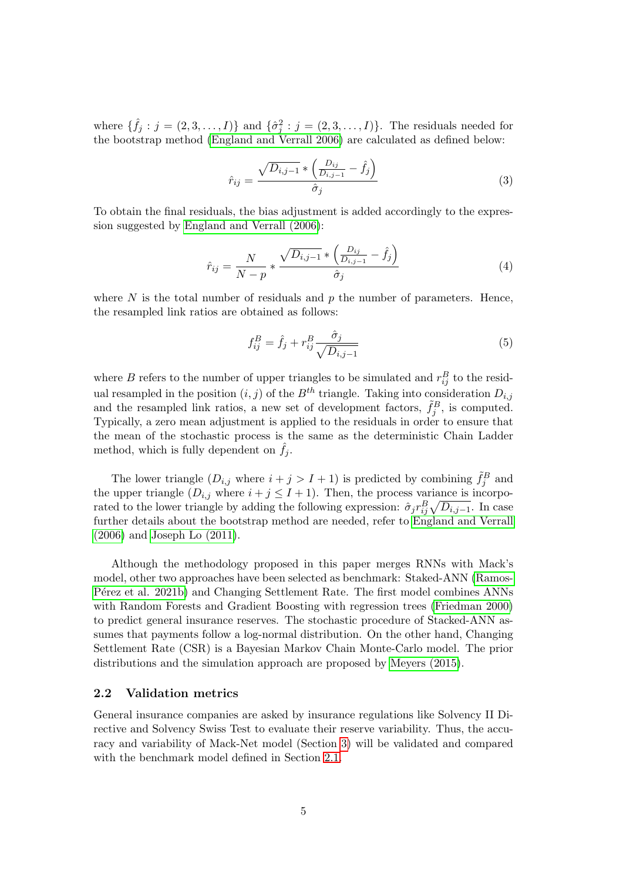where $\{\hat{f}_j : j = (2, 3, \ldots, I)\}$ and $\{\hat{\sigma}_j^2 : j = (2, 3, \ldots, I)\}$. The residuals needed for the bootstrap method (England and Verrall 2006) are calculated as defined below:

$$\hat{r}_{ij} = \frac{\sqrt{D_{i,j-1}} * \left(\frac{D_{ij}}{D_{i,j-1}} - \hat{f}_j\right)}{\hat{\sigma}_j} \tag{3}$$

To obtain the final residuals, the bias adjustment is added accordingly to the expression suggested by England and Verrall (2006):

$$\hat{r}_{ij} = \frac{N}{N-p} * \frac{\sqrt{D_{i,j-1}} * \left(\frac{D_{ij}}{D_{i,j-1}} - \hat{f}_j\right)}{\hat{\sigma}_j} \tag{4}$$

where $N$ is the total number of residuals and $p$ the number of parameters. Hence, the resampled link ratios are obtained as follows:

$$f_{ij}^B = \hat{f}_j + r_{ij}^B \frac{\hat{\sigma}_j}{\sqrt{D_{i,j-1}}} \tag{5}$$

where $B$ refers to the number of upper triangles to be simulated and $r_{ij}^B$ to the residual resampled in the position $(i, j)$ of the $B^{th}$ triangle. Taking into consideration $D_{i,j}$ and the resampled link ratios, a new set of development factors, $\tilde{f}_j^B$, is computed. Typically, a zero mean adjustment is applied to the residuals in order to ensure that the mean of the stochastic process is the same as the deterministic Chain Ladder method, which is fully dependent on $\hat{f}_j$.

The lower triangle ($D_{i,j}$ where $i + j > I + 1$) is predicted by combining $\tilde{f}_j^B$ and the upper triangle ($D_{i,j}$ where $i + j \leq I + 1$). Then, the process variance is incorporated to the lower triangle by adding the following expression: $\hat{\sigma}_j r_{ij}^B \sqrt{D_{i,j-1}}$. In case further details about the bootstrap method are needed, refer to England and Verrall (2006) and Joseph Lo (2011).

Although the methodology proposed in this paper merges RNNs with Mack's model, other two approaches have been selected as benchmark: Staked-ANN (Ramos-Pérez et al. 2021b) and Changing Settlement Rate. The first model combines ANNs with Random Forests and Gradient Boosting with regression trees (Friedman 2000) to predict general insurance reserves. The stochastic procedure of Stacked-ANN assumes that payments follow a log-normal distribution. On the other hand, Changing Settlement Rate (CSR) is a Bayesian Markov Chain Monte-Carlo model. The prior distributions and the simulation approach are proposed by Meyers (2015).

### 2.2 Validation metrics

General insurance companies are asked by insurance regulations like Solvency II Directive and Solvency Swiss Test to evaluate their reserve variability. Thus, the accuracy and variability of Mack-Net model (Section 3) will be validated and compared with the benchmark model defined in Section 2.1.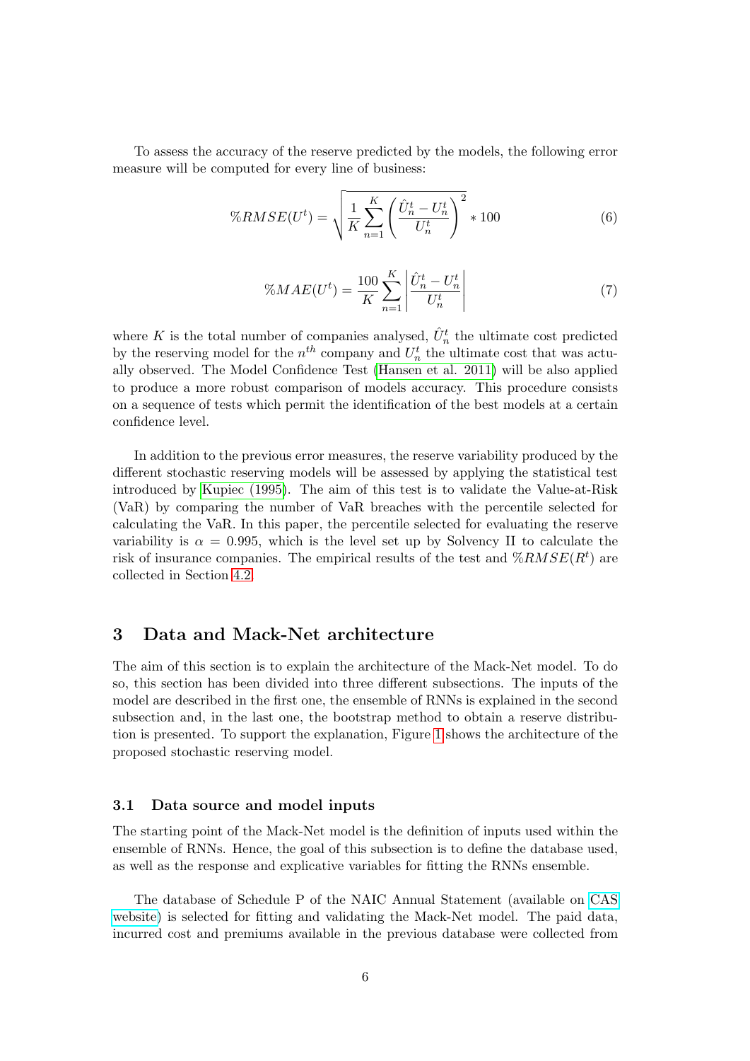To assess the accuracy of the reserve predicted by the models, the following error measure will be computed for every line of business:

$$\%RMSE(U^t) = \sqrt{\frac{1}{K}\sum_{n=1}^{K}\left(\frac{\hat{U}_n^t - U_n^t}{U_n^t}\right)^2} * 100 \tag{6}$$

$$\%MAE(U^t) = \frac{100}{K}\sum_{n=1}^{K}\left|\frac{\hat{U}_n^t - U_n^t}{U_n^t}\right| \tag{7}$$

where $K$ is the total number of companies analysed, $\hat{U}_n^t$ the ultimate cost predicted by the reserving model for the $n^{th}$ company and $U_n^t$ the ultimate cost that was actually observed. The Model Confidence Test (Hansen et al. 2011) will be also applied to produce a more robust comparison of models accuracy. This procedure consists on a sequence of tests which permit the identification of the best models at a certain confidence level.

In addition to the previous error measures, the reserve variability produced by the different stochastic reserving models will be assessed by applying the statistical test introduced by Kupiec (1995). The aim of this test is to validate the Value-at-Risk (VaR) by comparing the number of VaR breaches with the percentile selected for calculating the VaR. In this paper, the percentile selected for evaluating the reserve variability is $\alpha = 0.995$, which is the level set up by Solvency II to calculate the risk of insurance companies. The empirical results of the test and $\%RMSE(R^t)$ are collected in Section 4.2.

## 3 Data and Mack-Net architecture

The aim of this section is to explain the architecture of the Mack-Net model. To do so, this section has been divided into three different subsections. The inputs of the model are described in the first one, the ensemble of RNNs is explained in the second subsection and, in the last one, the bootstrap method to obtain a reserve distribution is presented. To support the explanation, Figure 1 shows the architecture of the proposed stochastic reserving model.

### 3.1 Data source and model inputs

The starting point of the Mack-Net model is the definition of inputs used within the ensemble of RNNs. Hence, the goal of this subsection is to define the database used, as well as the response and explicative variables for fitting the RNNs ensemble.

The database of Schedule P of the NAIC Annual Statement (available on CAS website) is selected for fitting and validating the Mack-Net model. The paid data, incurred cost and premiums available in the previous database were collected from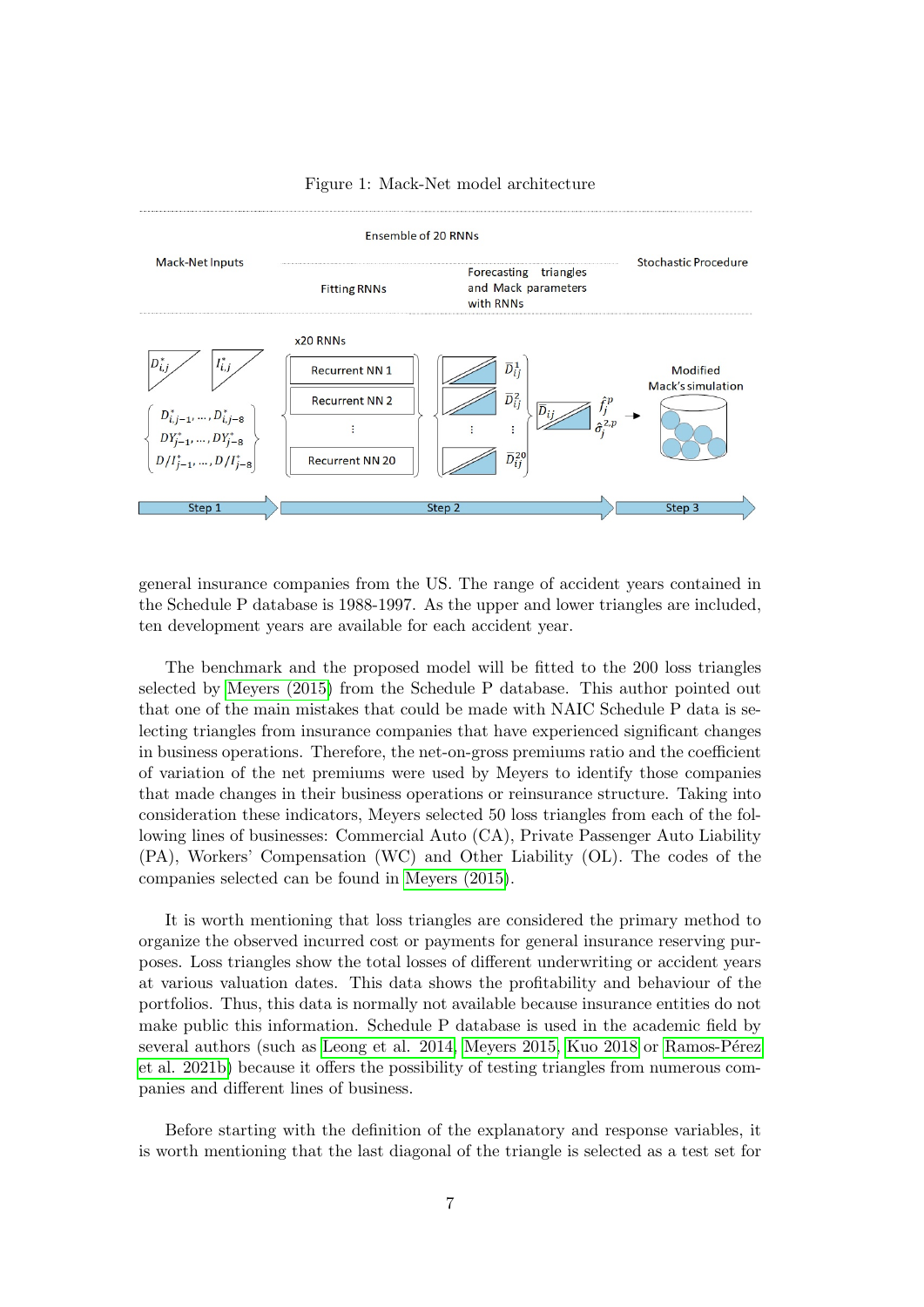Figure 1: Mack-Net model architecture

general insurance companies from the US. The range of accident years contained in the Schedule P database is 1988-1997. As the upper and lower triangles are included, ten development years are available for each accident year.

The benchmark and the proposed model will be fitted to the 200 loss triangles selected by Meyers (2015) from the Schedule P database. This author pointed out that one of the main mistakes that could be made with NAIC Schedule P data is selecting triangles from insurance companies that have experienced significant changes in business operations. Therefore, the net-on-gross premiums ratio and the coefficient of variation of the net premiums were used by Meyers to identify those companies that made changes in their business operations or reinsurance structure. Taking into consideration these indicators, Meyers selected 50 loss triangles from each of the following lines of businesses: Commercial Auto (CA), Private Passenger Auto Liability (PA), Workers' Compensation (WC) and Other Liability (OL). The codes of the companies selected can be found in Meyers (2015).

It is worth mentioning that loss triangles are considered the primary method to organize the observed incurred cost or payments for general insurance reserving purposes. Loss triangles show the total losses of different underwriting or accident years at various valuation dates. This data shows the profitability and behaviour of the portfolios. Thus, this data is normally not available because insurance entities do not make public this information. Schedule P database is used in the academic field by several authors (such as Leong et al. 2014, Meyers 2015, Kuo 2018 or Ramos-Pérez et al. 2021b) because it offers the possibility of testing triangles from numerous companies and different lines of business.

Before starting with the definition of the explanatory and response variables, it is worth mentioning that the last diagonal of the triangle is selected as a test set for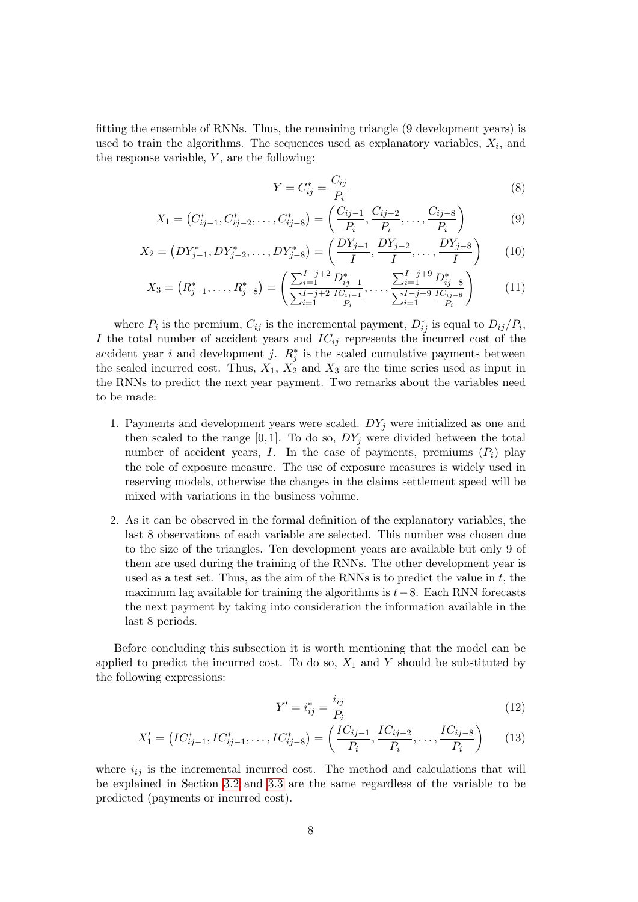fitting the ensemble of RNNs. Thus, the remaining triangle (9 development years) is used to train the algorithms. The sequences used as explanatory variables, $X_i$, and the response variable, $Y$, are the following:

$$Y = C^*_{ij} = \frac{C_{ij}}{P_i} \tag{8}$$

$$X_1 = \left(C^*_{ij-1}, C^*_{ij-2}, \ldots, C^*_{ij-8}\right) = \left(\frac{C_{ij-1}}{P_i}, \frac{C_{ij-2}}{P_i}, \ldots, \frac{C_{ij-8}}{P_i}\right) \tag{9}$$

$$X_2 = \left(DY^*_{j-1}, DY^*_{j-2}, \ldots, DY^*_{j-8}\right) = \left(\frac{DY_{j-1}}{I}, \frac{DY_{j-2}}{I}, \ldots, \frac{DY_{j-8}}{I}\right) \tag{10}$$

$$X_3 = \left(R^*_{j-1}, \ldots, R^*_{j-8}\right) = \left(\frac{\sum_{i=1}^{I-j+2} D^*_{ij-1}}{\sum_{i=1}^{I-j+2} \frac{IC_{ij-1}}{P_i}}, \ldots, \frac{\sum_{i=1}^{I-j+9} D^*_{ij-8}}{\sum_{i=1}^{I-j+9} \frac{IC_{ij-8}}{P_i}}\right) \tag{11}$$

where $P_i$ is the premium, $C_{ij}$ is the incremental payment, $D^*_{ij}$ is equal to $D_{ij}/P_i$, $I$ the total number of accident years and $IC_{ij}$ represents the incurred cost of the accident year $i$ and development $j$. $R^*_j$ is the scaled cumulative payments between the scaled incurred cost. Thus, $X_1$, $X_2$ and $X_3$ are the time series used as input in the RNNs to predict the next year payment. Two remarks about the variables need to be made:

1. Payments and development years were scaled. $DY_j$ were initialized as one and then scaled to the range $[0, 1]$. To do so, $DY_j$ were divided between the total number of accident years, $I$. In the case of payments, premiums ($P_i$) play the role of exposure measure. The use of exposure measures is widely used in reserving models, otherwise the changes in the claims settlement speed will be mixed with variations in the business volume.

2. As it can be observed in the formal definition of the explanatory variables, the last 8 observations of each variable are selected. This number was chosen due to the size of the triangles. Ten development years are available but only 9 of them are used during the training of the RNNs. The other development year is used as a test set. Thus, as the aim of the RNNs is to predict the value in $t$, the maximum lag available for training the algorithms is $t-8$. Each RNN forecasts the next payment by taking into consideration the information available in the last 8 periods.

Before concluding this subsection it is worth mentioning that the model can be applied to predict the incurred cost. To do so, $X_1$ and $Y$ should be substituted by the following expressions:

$$Y' = i^*_{ij} = \frac{i_{ij}}{P_i} \tag{12}$$

$$X'_1 = \left(IC^*_{ij-1}, IC^*_{ij-1}, \ldots, IC^*_{ij-8}\right) = \left(\frac{IC_{ij-1}}{P_i}, \frac{IC_{ij-2}}{P_i}, \ldots, \frac{IC_{ij-8}}{P_i}\right) \tag{13}$$

where $i_{ij}$ is the incremental incurred cost. The method and calculations that will be explained in Section 3.2 and 3.3 are the same regardless of the variable to be predicted (payments or incurred cost).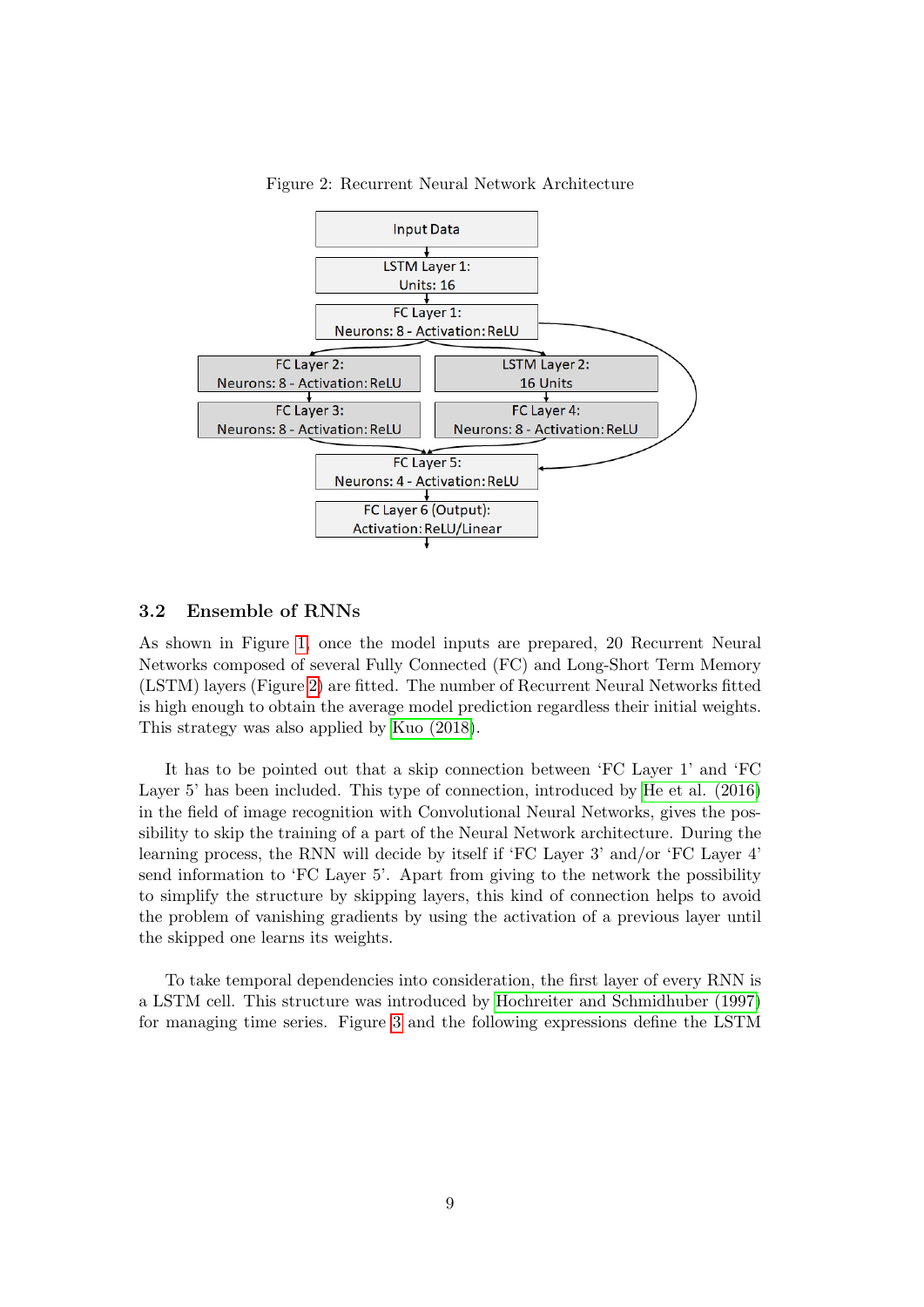Figure 2: Recurrent Neural Network Architecture

## 3.2 Ensemble of RNNs

As shown in Figure 1, once the model inputs are prepared, 20 Recurrent Neural Networks composed of several Fully Connected (FC) and Long-Short Term Memory (LSTM) layers (Figure 2) are fitted. The number of Recurrent Neural Networks fitted is high enough to obtain the average model prediction regardless their initial weights. This strategy was also applied by Kuo (2018).

It has to be pointed out that a skip connection between 'FC Layer 1' and 'FC Layer 5' has been included. This type of connection, introduced by He et al. (2016) in the field of image recognition with Convolutional Neural Networks, gives the possibility to skip the training of a part of the Neural Network architecture. During the learning process, the RNN will decide by itself if 'FC Layer 3' and/or 'FC Layer 4' send information to 'FC Layer 5'. Apart from giving to the network the possibility to simplify the structure by skipping layers, this kind of connection helps to avoid the problem of vanishing gradients by using the activation of a previous layer until the skipped one learns its weights.

To take temporal dependencies into consideration, the first layer of every RNN is a LSTM cell. This structure was introduced by Hochreiter and Schmidhuber (1997) for managing time series. Figure 3 and the following expressions define the LSTM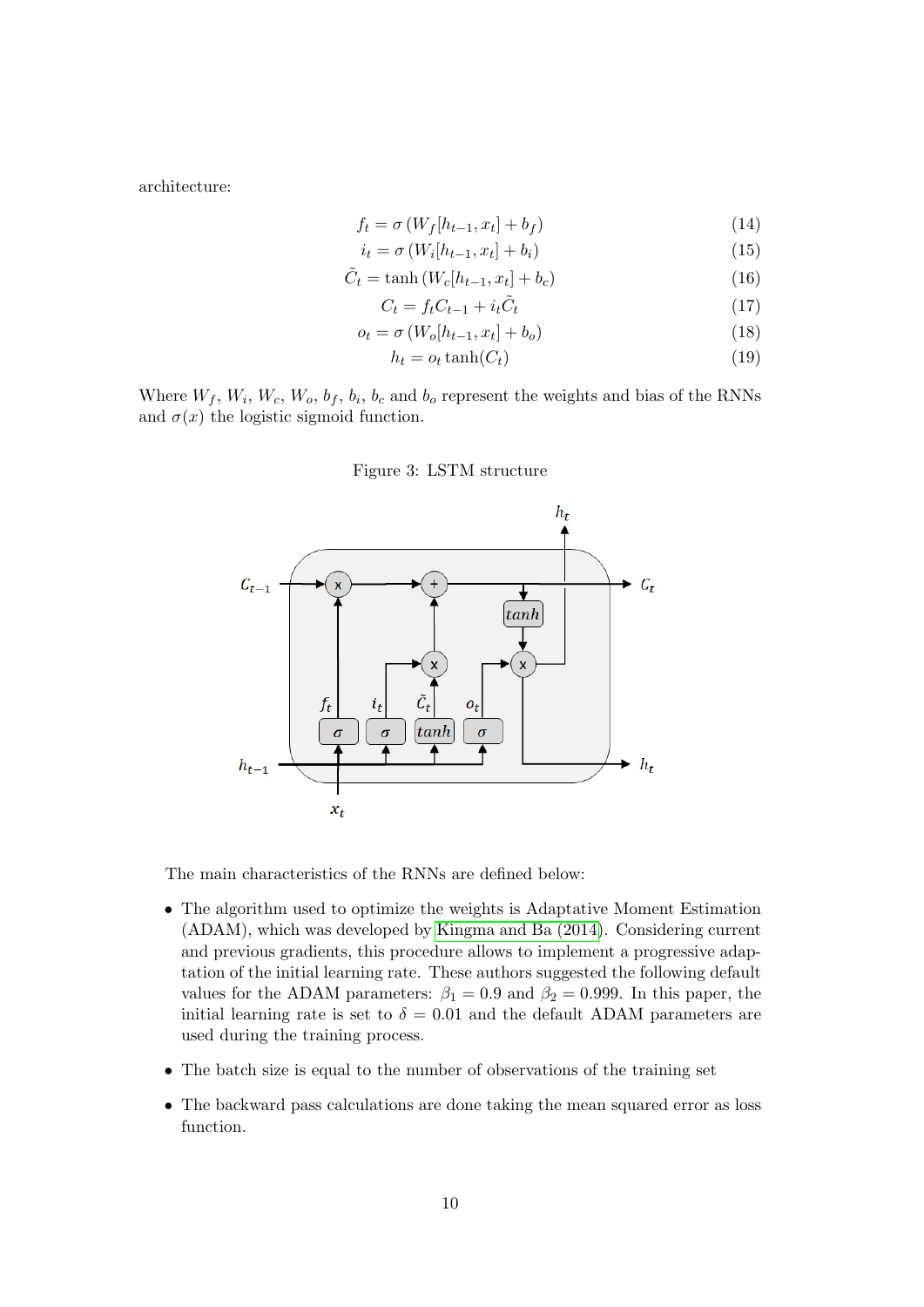architecture:

$$f_t = \sigma\left(W_f[h_{t-1}, x_t] + b_f\right) \tag{14}$$

$$i_t = \sigma\left(W_i[h_{t-1}, x_t] + b_i\right) \tag{15}$$

$$\tilde{C}_t = \tanh\left(W_c[h_{t-1}, x_t] + b_c\right) \tag{16}$$

$$C_t = f_t C_{t-1} + i_t \tilde{C}_t \tag{17}$$

$$o_t = \sigma\left(W_o[h_{t-1}, x_t] + b_o\right) \tag{18}$$

$$h_t = o_t \tanh(C_t) \tag{19}$$

Where $W_f$, $W_i$, $W_c$, $W_o$, $b_f$, $b_i$, $b_c$ and $b_o$ represent the weights and bias of the RNNs and $\sigma(x)$ the logistic sigmoid function.

Figure 3: LSTM structure

The main characteristics of the RNNs are defined below:

- The algorithm used to optimize the weights is Adaptative Moment Estimation (ADAM), which was developed by Kingma and Ba (2014). Considering current and previous gradients, this procedure allows to implement a progressive adaptation of the initial learning rate. These authors suggested the following default values for the ADAM parameters: $\beta_1 = 0.9$ and $\beta_2 = 0.999$. In this paper, the initial learning rate is set to $\delta = 0.01$ and the default ADAM parameters are used during the training process.
- The batch size is equal to the number of observations of the training set
- The backward pass calculations are done taking the mean squared error as loss function.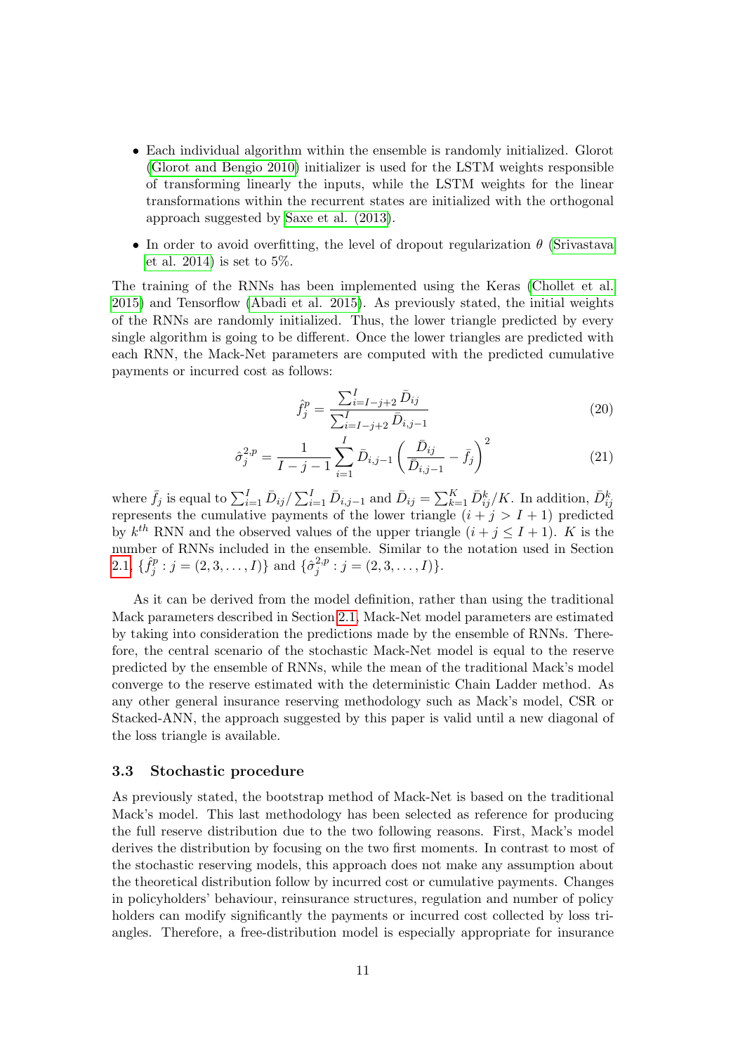- Each individual algorithm within the ensemble is randomly initialized. Glorot (Glorot and Bengio 2010) initializer is used for the LSTM weights responsible of transforming linearly the inputs, while the LSTM weights for the linear transformations within the recurrent states are initialized with the orthogonal approach suggested by Saxe et al. (2013).
- In order to avoid overfitting, the level of dropout regularization $\theta$ (Srivastava et al. 2014) is set to 5%.

The training of the RNNs has been implemented using the Keras (Chollet et al. 2015) and Tensorflow (Abadi et al. 2015). As previously stated, the initial weights of the RNNs are randomly initialized. Thus, the lower triangle predicted by every single algorithm is going to be different. Once the lower triangles are predicted with each RNN, the Mack-Net parameters are computed with the predicted cumulative payments or incurred cost as follows:

$$\hat{f}_j^p = \frac{\sum_{i=I-j+2}^{I} \bar{D}_{ij}}{\sum_{i=I-j+2}^{I} \bar{D}_{i,j-1}} \tag{20}$$

$$\hat{\sigma}_j^{2,p} = \frac{1}{I-j-1} \sum_{i=1}^{I} \bar{D}_{i,j-1} \left( \frac{\bar{D}_{ij}}{\bar{D}_{i,j-1}} - \bar{f}_j \right)^2 \tag{21}$$

where $\bar{f}_j$ is equal to $\sum_{i=1}^{I} \bar{D}_{ij} / \sum_{i=1}^{I} \bar{D}_{i,j-1}$ and $\bar{D}_{ij} = \sum_{k=1}^{K} \bar{D}_{ij}^k / K$. In addition, $\bar{D}_{ij}^k$ represents the cumulative payments of the lower triangle $(i+j > I+1)$ predicted by $k^{th}$ RNN and the observed values of the upper triangle $(i+j \leq I+1)$. $K$ is the number of RNNs included in the ensemble. Similar to the notation used in Section 2.1, $\{\hat{f}_j^p : j = (2, 3, \ldots, I)\}$ and $\{\hat{\sigma}_j^{2,p} : j = (2, 3, \ldots, I)\}$.

As it can be derived from the model definition, rather than using the traditional Mack parameters described in Section 2.1, Mack-Net model parameters are estimated by taking into consideration the predictions made by the ensemble of RNNs. Therefore, the central scenario of the stochastic Mack-Net model is equal to the reserve predicted by the ensemble of RNNs, while the mean of the traditional Mack's model converge to the reserve estimated with the deterministic Chain Ladder method. As any other general insurance reserving methodology such as Mack's model, CSR or Stacked-ANN, the approach suggested by this paper is valid until a new diagonal of the loss triangle is available.

### 3.3 Stochastic procedure

As previously stated, the bootstrap method of Mack-Net is based on the traditional Mack's model. This last methodology has been selected as reference for producing the full reserve distribution due to the two following reasons. First, Mack's model derives the distribution by focusing on the two first moments. In contrast to most of the stochastic reserving models, this approach does not make any assumption about the theoretical distribution follow by incurred cost or cumulative payments. Changes in policyholders' behaviour, reinsurance structures, regulation and number of policy holders can modify significantly the payments or incurred cost collected by loss triangles. Therefore, a free-distribution model is especially appropriate for insurance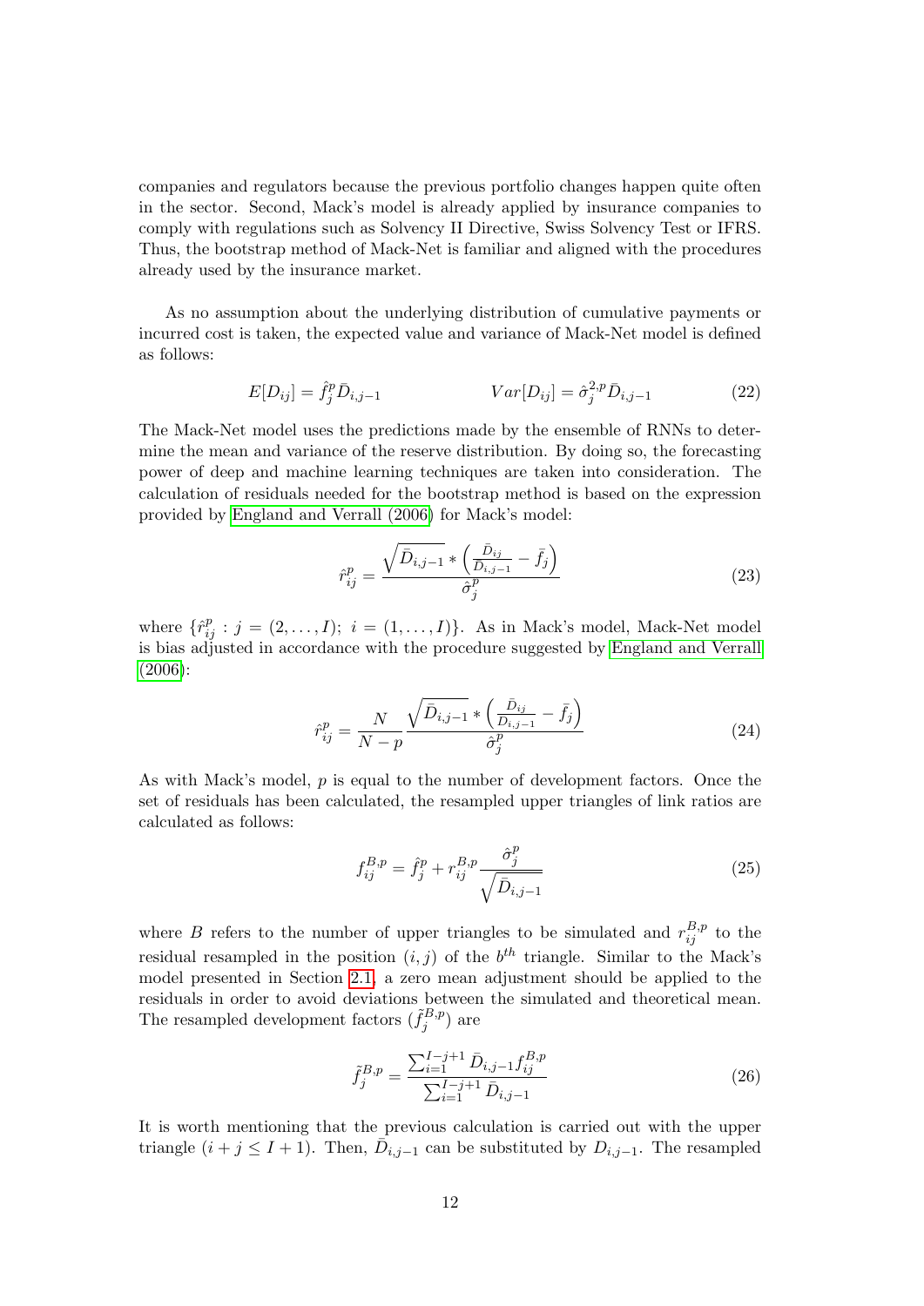companies and regulators because the previous portfolio changes happen quite often in the sector. Second, Mack's model is already applied by insurance companies to comply with regulations such as Solvency II Directive, Swiss Solvency Test or IFRS. Thus, the bootstrap method of Mack-Net is familiar and aligned with the procedures already used by the insurance market.

As no assumption about the underlying distribution of cumulative payments or incurred cost is taken, the expected value and variance of Mack-Net model is defined as follows:

$$E[D_{ij}] = \hat{f}_j^p \bar{D}_{i,j-1} \qquad\qquad Var[D_{ij}] = \hat{\sigma}_j^{2,p} \bar{D}_{i,j-1} \tag{22}$$

The Mack-Net model uses the predictions made by the ensemble of RNNs to determine the mean and variance of the reserve distribution. By doing so, the forecasting power of deep and machine learning techniques are taken into consideration. The calculation of residuals needed for the bootstrap method is based on the expression provided by England and Verrall (2006) for Mack's model:

$$\hat{r}_{ij}^p = \frac{\sqrt{\bar{D}_{i,j-1}} * \left(\frac{\bar{D}_{ij}}{\bar{D}_{i,j-1}} - \bar{f}_j\right)}{\hat{\sigma}_j^p} \tag{23}$$

where $\{\hat{r}_{ij}^p : j = (2, \ldots, I);\ i = (1, \ldots, I)\}$. As in Mack's model, Mack-Net model is bias adjusted in accordance with the procedure suggested by England and Verrall (2006):

$$\hat{r}_{ij}^p = \frac{N}{N-p} \frac{\sqrt{\bar{D}_{i,j-1}} * \left(\frac{\bar{D}_{ij}}{\bar{D}_{i,j-1}} - \bar{f}_j\right)}{\hat{\sigma}_j^p} \tag{24}$$

As with Mack's model, $p$ is equal to the number of development factors. Once the set of residuals has been calculated, the resampled upper triangles of link ratios are calculated as follows:

$$f_{ij}^{B,p} = \hat{f}_j^p + r_{ij}^{B,p} \frac{\hat{\sigma}_j^p}{\sqrt{\bar{D}_{i,j-1}}} \tag{25}$$

where $B$ refers to the number of upper triangles to be simulated and $r_{ij}^{B,p}$ to the residual resampled in the position $(i,j)$ of the $b^{th}$ triangle. Similar to the Mack's model presented in Section 2.1, a zero mean adjustment should be applied to the residuals in order to avoid deviations between the simulated and theoretical mean. The resampled development factors ($\tilde{f}_j^{B,p}$) are

$$\tilde{f}_j^{B,p} = \frac{\sum_{i=1}^{I-j+1} \bar{D}_{i,j-1} f_{ij}^{B,p}}{\sum_{i=1}^{I-j+1} \bar{D}_{i,j-1}} \tag{26}$$

It is worth mentioning that the previous calculation is carried out with the upper triangle $(i + j \leq I + 1)$. Then, $\bar{D}_{i,j-1}$ can be substituted by $D_{i,j-1}$. The resampled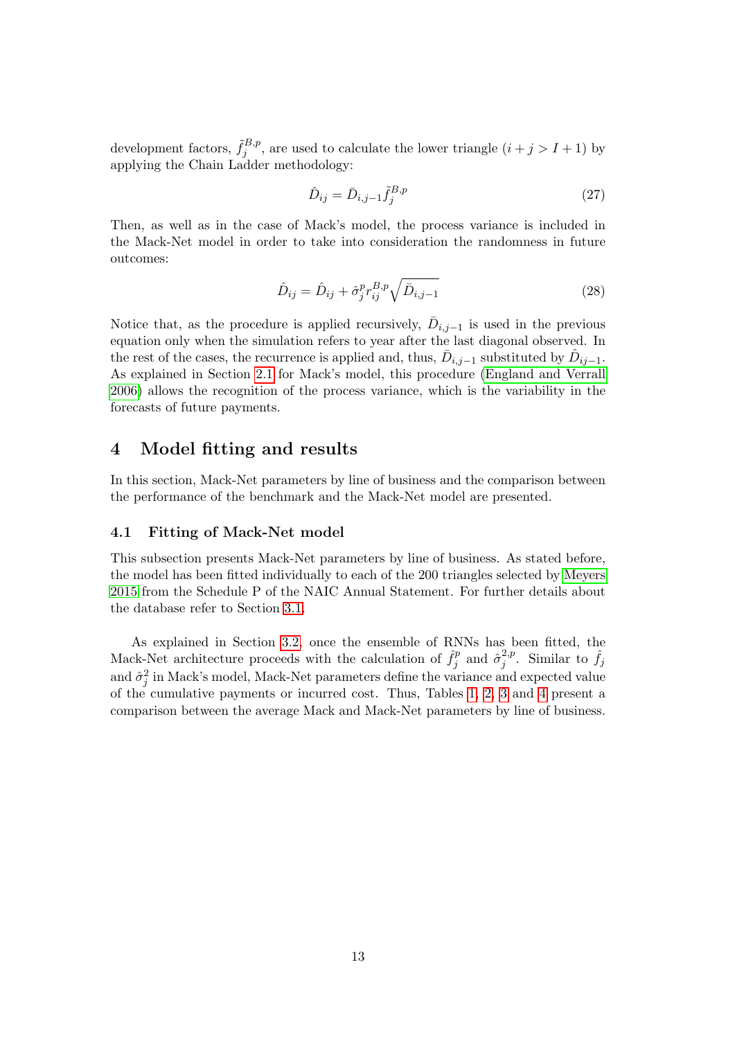development factors, $\tilde{f}_j^{B,p}$, are used to calculate the lower triangle $(i + j > I + 1)$ by applying the Chain Ladder methodology:

$$\hat{D}_{ij} = \bar{D}_{i,j-1}\tilde{f}_j^{B,p} \tag{27}$$

Then, as well as in the case of Mack's model, the process variance is included in the Mack-Net model in order to take into consideration the randomness in future outcomes:

$$\hat{D}_{ij} = \hat{D}_{ij} + \hat{\sigma}_j^p r_{ij}^{B,p} \sqrt{\bar{D}_{i,j-1}} \tag{28}$$

Notice that, as the procedure is applied recursively, $\bar{D}_{i,j-1}$ is used in the previous equation only when the simulation refers to year after the last diagonal observed. In the rest of the cases, the recurrence is applied and, thus, $\bar{D}_{i,j-1}$ substituted by $\hat{D}_{ij-1}$. As explained in Section 2.1 for Mack's model, this procedure (England and Verrall 2006) allows the recognition of the process variance, which is the variability in the forecasts of future payments.

# 4 Model fitting and results

In this section, Mack-Net parameters by line of business and the comparison between the performance of the benchmark and the Mack-Net model are presented.

## 4.1 Fitting of Mack-Net model

This subsection presents Mack-Net parameters by line of business. As stated before, the model has been fitted individually to each of the 200 triangles selected by Meyers 2015 from the Schedule P of the NAIC Annual Statement. For further details about the database refer to Section 3.1.

As explained in Section 3.2, once the ensemble of RNNs has been fitted, the Mack-Net architecture proceeds with the calculation of $\hat{f}_j^p$ and $\hat{\sigma}_j^{2,p}$. Similar to $\hat{f}_j$ and $\hat{\sigma}_j^2$ in Mack's model, Mack-Net parameters define the variance and expected value of the cumulative payments or incurred cost. Thus, Tables 1, 2, 3 and 4 present a comparison between the average Mack and Mack-Net parameters by line of business.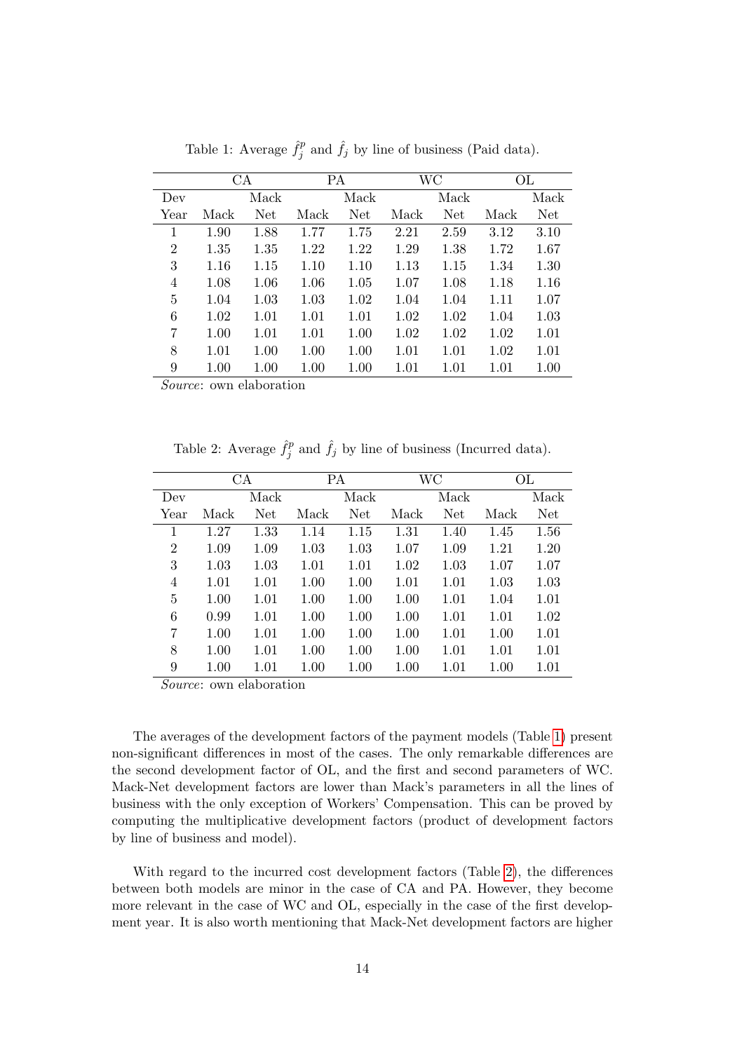Table 1: Average $\hat{f}_j^p$ and $\hat{f}_j$ by line of business (Paid data).

| | CA | | PA | | WC | | OL | |
|---|---|---|---|---|---|---|---|---|
| Dev Year | Mack | Mack Net | Mack | Mack Net | Mack | Mack Net | Mack | Mack Net |
| 1 | 1.90 | 1.88 | 1.77 | 1.75 | 2.21 | 2.59 | 3.12 | 3.10 |
| 2 | 1.35 | 1.35 | 1.22 | 1.22 | 1.29 | 1.38 | 1.72 | 1.67 |
| 3 | 1.16 | 1.15 | 1.10 | 1.10 | 1.13 | 1.15 | 1.34 | 1.30 |
| 4 | 1.08 | 1.06 | 1.06 | 1.05 | 1.07 | 1.08 | 1.18 | 1.16 |
| 5 | 1.04 | 1.03 | 1.03 | 1.02 | 1.04 | 1.04 | 1.11 | 1.07 |
| 6 | 1.02 | 1.01 | 1.01 | 1.01 | 1.02 | 1.02 | 1.04 | 1.03 |
| 7 | 1.00 | 1.01 | 1.01 | 1.00 | 1.02 | 1.02 | 1.02 | 1.01 |
| 8 | 1.01 | 1.00 | 1.00 | 1.00 | 1.01 | 1.01 | 1.02 | 1.01 |
| 9 | 1.00 | 1.00 | 1.00 | 1.00 | 1.01 | 1.01 | 1.01 | 1.00 |

*Source*: own elaboration

Table 2: Average $\hat{f}_j^p$ and $\hat{f}_j$ by line of business (Incurred data).

| | CA | | PA | | WC | | OL | |
|---|---|---|---|---|---|---|---|---|
| Dev Year | Mack | Mack Net | Mack | Mack Net | Mack | Mack Net | Mack | Mack Net |
| 1 | 1.27 | 1.33 | 1.14 | 1.15 | 1.31 | 1.40 | 1.45 | 1.56 |
| 2 | 1.09 | 1.09 | 1.03 | 1.03 | 1.07 | 1.09 | 1.21 | 1.20 |
| 3 | 1.03 | 1.03 | 1.01 | 1.01 | 1.02 | 1.03 | 1.07 | 1.07 |
| 4 | 1.01 | 1.01 | 1.00 | 1.00 | 1.01 | 1.01 | 1.03 | 1.03 |
| 5 | 1.00 | 1.01 | 1.00 | 1.00 | 1.00 | 1.01 | 1.04 | 1.01 |
| 6 | 0.99 | 1.01 | 1.00 | 1.00 | 1.00 | 1.01 | 1.01 | 1.02 |
| 7 | 1.00 | 1.01 | 1.00 | 1.00 | 1.00 | 1.01 | 1.00 | 1.01 |
| 8 | 1.00 | 1.01 | 1.00 | 1.00 | 1.00 | 1.01 | 1.01 | 1.01 |
| 9 | 1.00 | 1.01 | 1.00 | 1.00 | 1.00 | 1.01 | 1.00 | 1.01 |

*Source*: own elaboration

The averages of the development factors of the payment models (Table 1) present non-significant differences in most of the cases. The only remarkable differences are the second development factor of OL, and the first and second parameters of WC. Mack-Net development factors are lower than Mack's parameters in all the lines of business with the only exception of Workers' Compensation. This can be proved by computing the multiplicative development factors (product of development factors by line of business and model).

With regard to the incurred cost development factors (Table 2), the differences between both models are minor in the case of CA and PA. However, they become more relevant in the case of WC and OL, especially in the case of the first development year. It is also worth mentioning that Mack-Net development factors are higher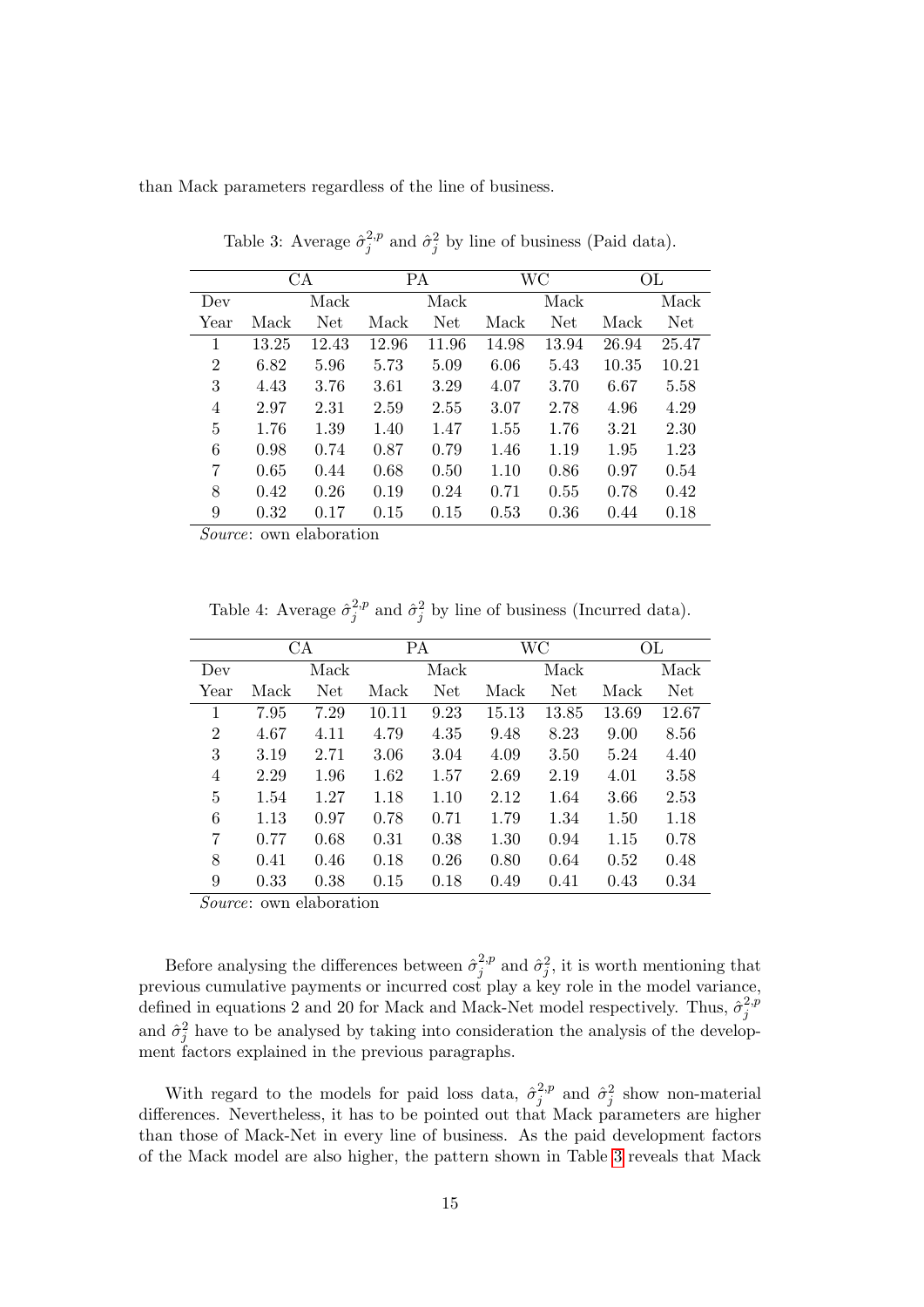than Mack parameters regardless of the line of business.

Table 3: Average $\hat{\sigma}_j^{2,p}$ and $\hat{\sigma}_j^2$ by line of business (Paid data).

| Dev Year | CA Mack | CA Mack Net | PA Mack | PA Mack Net | WC Mack | WC Mack Net | OL Mack | OL Mack Net |
|---|---|---|---|---|---|---|---|---|
| 1 | 13.25 | 12.43 | 12.96 | 11.96 | 14.98 | 13.94 | 26.94 | 25.47 |
| 2 | 6.82 | 5.96 | 5.73 | 5.09 | 6.06 | 5.43 | 10.35 | 10.21 |
| 3 | 4.43 | 3.76 | 3.61 | 3.29 | 4.07 | 3.70 | 6.67 | 5.58 |
| 4 | 2.97 | 2.31 | 2.59 | 2.55 | 3.07 | 2.78 | 4.96 | 4.29 |
| 5 | 1.76 | 1.39 | 1.40 | 1.47 | 1.55 | 1.76 | 3.21 | 2.30 |
| 6 | 0.98 | 0.74 | 0.87 | 0.79 | 1.46 | 1.19 | 1.95 | 1.23 |
| 7 | 0.65 | 0.44 | 0.68 | 0.50 | 1.10 | 0.86 | 0.97 | 0.54 |
| 8 | 0.42 | 0.26 | 0.19 | 0.24 | 0.71 | 0.55 | 0.78 | 0.42 |
| 9 | 0.32 | 0.17 | 0.15 | 0.15 | 0.53 | 0.36 | 0.44 | 0.18 |

*Source*: own elaboration

Table 4: Average $\hat{\sigma}_j^{2,p}$ and $\hat{\sigma}_j^2$ by line of business (Incurred data).

| Dev Year | CA Mack | CA Mack Net | PA Mack | PA Mack Net | WC Mack | WC Mack Net | OL Mack | OL Mack Net |
|---|---|---|---|---|---|---|---|---|
| 1 | 7.95 | 7.29 | 10.11 | 9.23 | 15.13 | 13.85 | 13.69 | 12.67 |
| 2 | 4.67 | 4.11 | 4.79 | 4.35 | 9.48 | 8.23 | 9.00 | 8.56 |
| 3 | 3.19 | 2.71 | 3.06 | 3.04 | 4.09 | 3.50 | 5.24 | 4.40 |
| 4 | 2.29 | 1.96 | 1.62 | 1.57 | 2.69 | 2.19 | 4.01 | 3.58 |
| 5 | 1.54 | 1.27 | 1.18 | 1.10 | 2.12 | 1.64 | 3.66 | 2.53 |
| 6 | 1.13 | 0.97 | 0.78 | 0.71 | 1.79 | 1.34 | 1.50 | 1.18 |
| 7 | 0.77 | 0.68 | 0.31 | 0.38 | 1.30 | 0.94 | 1.15 | 0.78 |
| 8 | 0.41 | 0.46 | 0.18 | 0.26 | 0.80 | 0.64 | 0.52 | 0.48 |
| 9 | 0.33 | 0.38 | 0.15 | 0.18 | 0.49 | 0.41 | 0.43 | 0.34 |

*Source*: own elaboration

Before analysing the differences between $\hat{\sigma}_j^{2,p}$ and $\hat{\sigma}_j^2$, it is worth mentioning that previous cumulative payments or incurred cost play a key role in the model variance, defined in equations 2 and 20 for Mack and Mack-Net model respectively. Thus, $\hat{\sigma}_j^{2,p}$ and $\hat{\sigma}_j^2$ have to be analysed by taking into consideration the analysis of the development factors explained in the previous paragraphs.

With regard to the models for paid loss data, $\hat{\sigma}_j^{2,p}$ and $\hat{\sigma}_j^2$ show non-material differences. Nevertheless, it has to be pointed out that Mack parameters are higher than those of Mack-Net in every line of business. As the paid development factors of the Mack model are also higher, the pattern shown in Table 3 reveals that Mack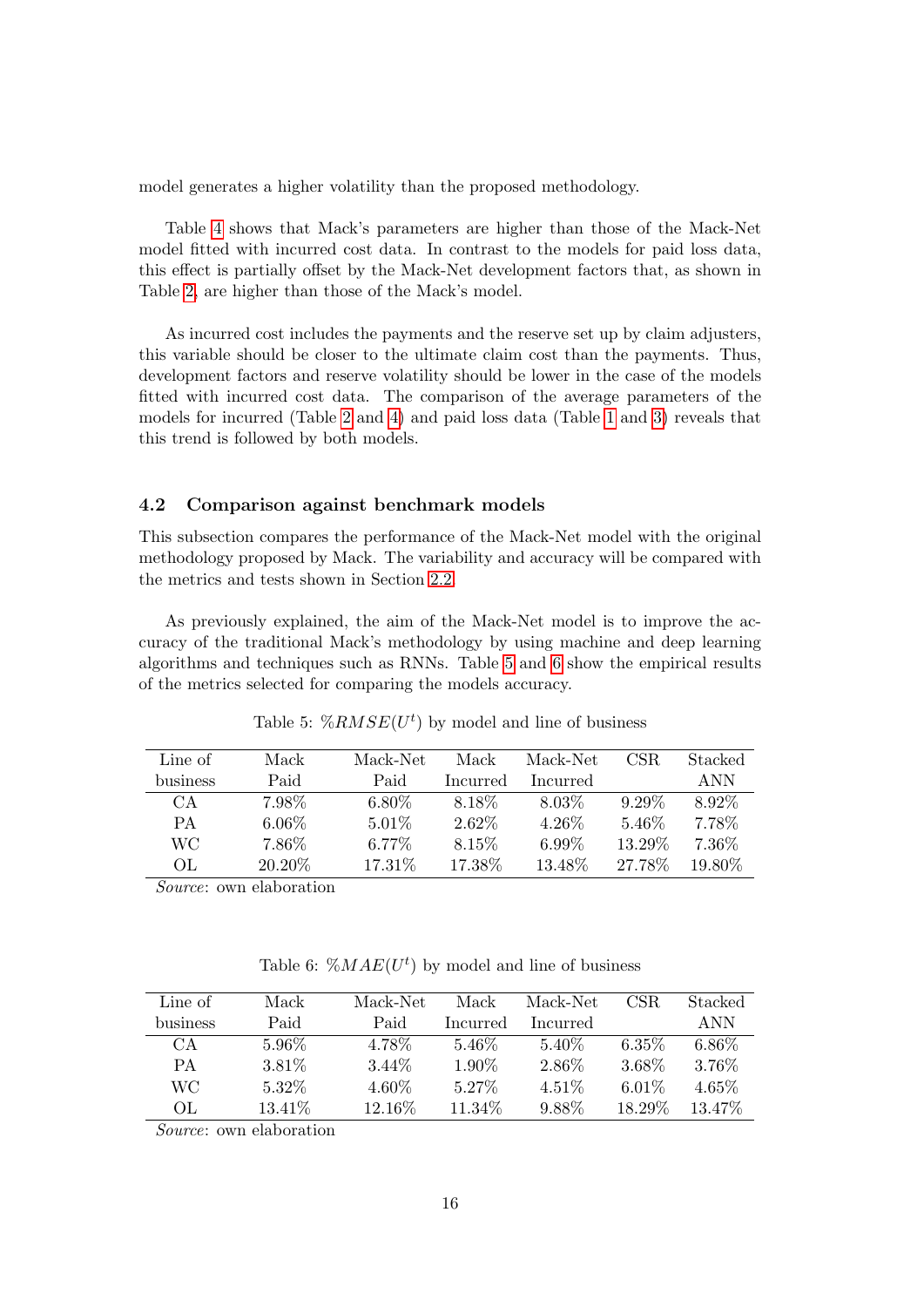model generates a higher volatility than the proposed methodology.

Table 4 shows that Mack's parameters are higher than those of the Mack-Net model fitted with incurred cost data. In contrast to the models for paid loss data, this effect is partially offset by the Mack-Net development factors that, as shown in Table 2, are higher than those of the Mack's model.

As incurred cost includes the payments and the reserve set up by claim adjusters, this variable should be closer to the ultimate claim cost than the payments. Thus, development factors and reserve volatility should be lower in the case of the models fitted with incurred cost data. The comparison of the average parameters of the models for incurred (Table 2 and 4) and paid loss data (Table 1 and 3) reveals that this trend is followed by both models.

### 4.2 Comparison against benchmark models

This subsection compares the performance of the Mack-Net model with the original methodology proposed by Mack. The variability and accuracy will be compared with the metrics and tests shown in Section 2.2.

As previously explained, the aim of the Mack-Net model is to improve the accuracy of the traditional Mack's methodology by using machine and deep learning algorithms and techniques such as RNNs. Table 5 and 6 show the empirical results of the metrics selected for comparing the models accuracy.

Table 5: $\%RMSE(U^t)$ by model and line of business

| Line of business | Mack Paid | Mack-Net Paid | Mack Incurred | Mack-Net Incurred | CSR | Stacked ANN |
|---|---|---|---|---|---|---|
| CA | 7.98% | 6.80% | 8.18% | 8.03% | 9.29% | 8.92% |
| PA | 6.06% | 5.01% | 2.62% | 4.26% | 5.46% | 7.78% |
| WC | 7.86% | 6.77% | 8.15% | 6.99% | 13.29% | 7.36% |
| OL | 20.20% | 17.31% | 17.38% | 13.48% | 27.78% | 19.80% |

*Source*: own elaboration

Table 6: $\%MAE(U^t)$ by model and line of business

| Line of business | Mack Paid | Mack-Net Paid | Mack Incurred | Mack-Net Incurred | CSR | Stacked ANN |
|---|---|---|---|---|---|---|
| CA | 5.96% | 4.78% | 5.46% | 5.40% | 6.35% | 6.86% |
| PA | 3.81% | 3.44% | 1.90% | 2.86% | 3.68% | 3.76% |
| WC | 5.32% | 4.60% | 5.27% | 4.51% | 6.01% | 4.65% |
| OL | 13.41% | 12.16% | 11.34% | 9.88% | 18.29% | 13.47% |

*Source*: own elaboration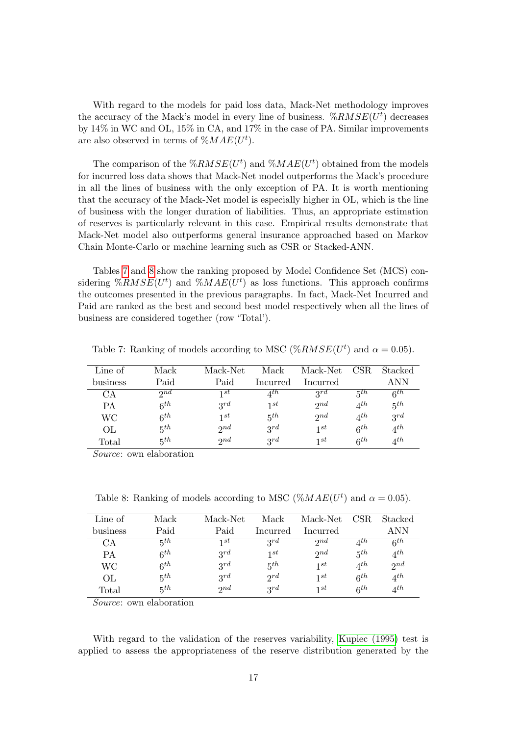With regard to the models for paid loss data, Mack-Net methodology improves the accuracy of the Mack's model in every line of business. $\%RMSE(U^t)$ decreases by 14% in WC and OL, 15% in CA, and 17% in the case of PA. Similar improvements are also observed in terms of $\%MAE(U^t)$.

The comparison of the $\%RMSE(U^t)$ and $\%MAE(U^t)$ obtained from the models for incurred loss data shows that Mack-Net model outperforms the Mack's procedure in all the lines of business with the only exception of PA. It is worth mentioning that the accuracy of the Mack-Net model is especially higher in OL, which is the line of business with the longer duration of liabilities. Thus, an appropriate estimation of reserves is particularly relevant in this case. Empirical results demonstrate that Mack-Net model also outperforms general insurance approached based on Markov Chain Monte-Carlo or machine learning such as CSR or Stacked-ANN.

Tables 7 and 8 show the ranking proposed by Model Confidence Set (MCS) considering $\%RMSE(U^t)$ and $\%MAE(U^t)$ as loss functions. This approach confirms the outcomes presented in the previous paragraphs. In fact, Mack-Net Incurred and Paid are ranked as the best and second best model respectively when all the lines of business are considered together (row 'Total').

Table 7: Ranking of models according to MSC ($\%RMSE(U^t)$ and $\alpha = 0.05$).

| Line of business | Mack Paid | Mack-Net Paid | Mack Incurred | Mack-Net Incurred | CSR | Stacked ANN |
|---|---|---|---|---|---|---|
| CA | $2^{nd}$ | $1^{st}$ | $4^{th}$ | $3^{rd}$ | $5^{th}$ | $6^{th}$ |
| PA | $6^{th}$ | $3^{rd}$ | $1^{st}$ | $2^{nd}$ | $4^{th}$ | $5^{th}$ |
| WC | $6^{th}$ | $1^{st}$ | $5^{th}$ | $2^{nd}$ | $4^{th}$ | $3^{rd}$ |
| OL | $5^{th}$ | $2^{nd}$ | $3^{rd}$ | $1^{st}$ | $6^{th}$ | $4^{th}$ |
| Total | $5^{th}$ | $2^{nd}$ | $3^{rd}$ | $1^{st}$ | $6^{th}$ | $4^{th}$ |

*Source*: own elaboration

Table 8: Ranking of models according to MSC ($\%MAE(U^t)$ and $\alpha = 0.05$).

| Line of business | Mack Paid | Mack-Net Paid | Mack Incurred | Mack-Net Incurred | CSR | Stacked ANN |
|---|---|---|---|---|---|---|
| CA | $5^{th}$ | $1^{st}$ | $3^{rd}$ | $2^{nd}$ | $4^{th}$ | $6^{th}$ |
| PA | $6^{th}$ | $3^{rd}$ | $1^{st}$ | $2^{nd}$ | $5^{th}$ | $4^{th}$ |
| WC | $6^{th}$ | $3^{rd}$ | $5^{th}$ | $1^{st}$ | $4^{th}$ | $2^{nd}$ |
| OL | $5^{th}$ | $3^{rd}$ | $2^{rd}$ | $1^{st}$ | $6^{th}$ | $4^{th}$ |
| Total | $5^{th}$ | $2^{nd}$ | $3^{rd}$ | $1^{st}$ | $6^{th}$ | $4^{th}$ |

*Source*: own elaboration

With regard to the validation of the reserves variability, Kupiec (1995) test is applied to assess the appropriateness of the reserve distribution generated by the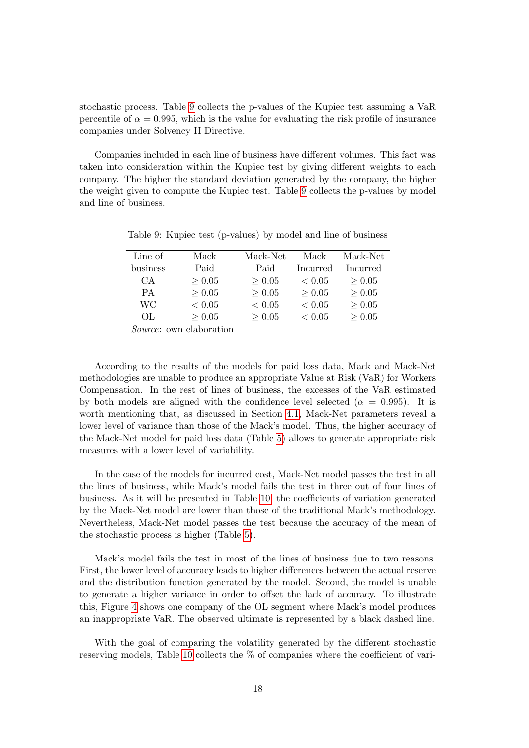stochastic process. Table 9 collects the p-values of the Kupiec test assuming a VaR percentile of $\alpha = 0.995$, which is the value for evaluating the risk profile of insurance companies under Solvency II Directive.

Companies included in each line of business have different volumes. This fact was taken into consideration within the Kupiec test by giving different weights to each company. The higher the standard deviation generated by the company, the higher the weight given to compute the Kupiec test. Table 9 collects the p-values by model and line of business.

Table 9: Kupiec test (p-values) by model and line of business

| Line of business | Mack Paid | Mack-Net Paid | Mack Incurred | Mack-Net Incurred |
|---|---|---|---|---|
| CA | $\geq 0.05$ | $\geq 0.05$ | $< 0.05$ | $\geq 0.05$ |
| PA | $\geq 0.05$ | $\geq 0.05$ | $\geq 0.05$ | $\geq 0.05$ |
| WC | $< 0.05$ | $< 0.05$ | $< 0.05$ | $\geq 0.05$ |
| OL | $\geq 0.05$ | $\geq 0.05$ | $< 0.05$ | $\geq 0.05$ |

*Source*: own elaboration

According to the results of the models for paid loss data, Mack and Mack-Net methodologies are unable to produce an appropriate Value at Risk (VaR) for Workers Compensation. In the rest of lines of business, the excesses of the VaR estimated by both models are aligned with the confidence level selected ($\alpha = 0.995$). It is worth mentioning that, as discussed in Section 4.1, Mack-Net parameters reveal a lower level of variance than those of the Mack's model. Thus, the higher accuracy of the Mack-Net model for paid loss data (Table 5) allows to generate appropriate risk measures with a lower level of variability.

In the case of the models for incurred cost, Mack-Net model passes the test in all the lines of business, while Mack's model fails the test in three out of four lines of business. As it will be presented in Table 10, the coefficients of variation generated by the Mack-Net model are lower than those of the traditional Mack's methodology. Nevertheless, Mack-Net model passes the test because the accuracy of the mean of the stochastic process is higher (Table 5).

Mack's model fails the test in most of the lines of business due to two reasons. First, the lower level of accuracy leads to higher differences between the actual reserve and the distribution function generated by the model. Second, the model is unable to generate a higher variance in order to offset the lack of accuracy. To illustrate this, Figure 4 shows one company of the OL segment where Mack's model produces an inappropriate VaR. The observed ultimate is represented by a black dashed line.

With the goal of comparing the volatility generated by the different stochastic reserving models, Table 10 collects the % of companies where the coefficient of vari-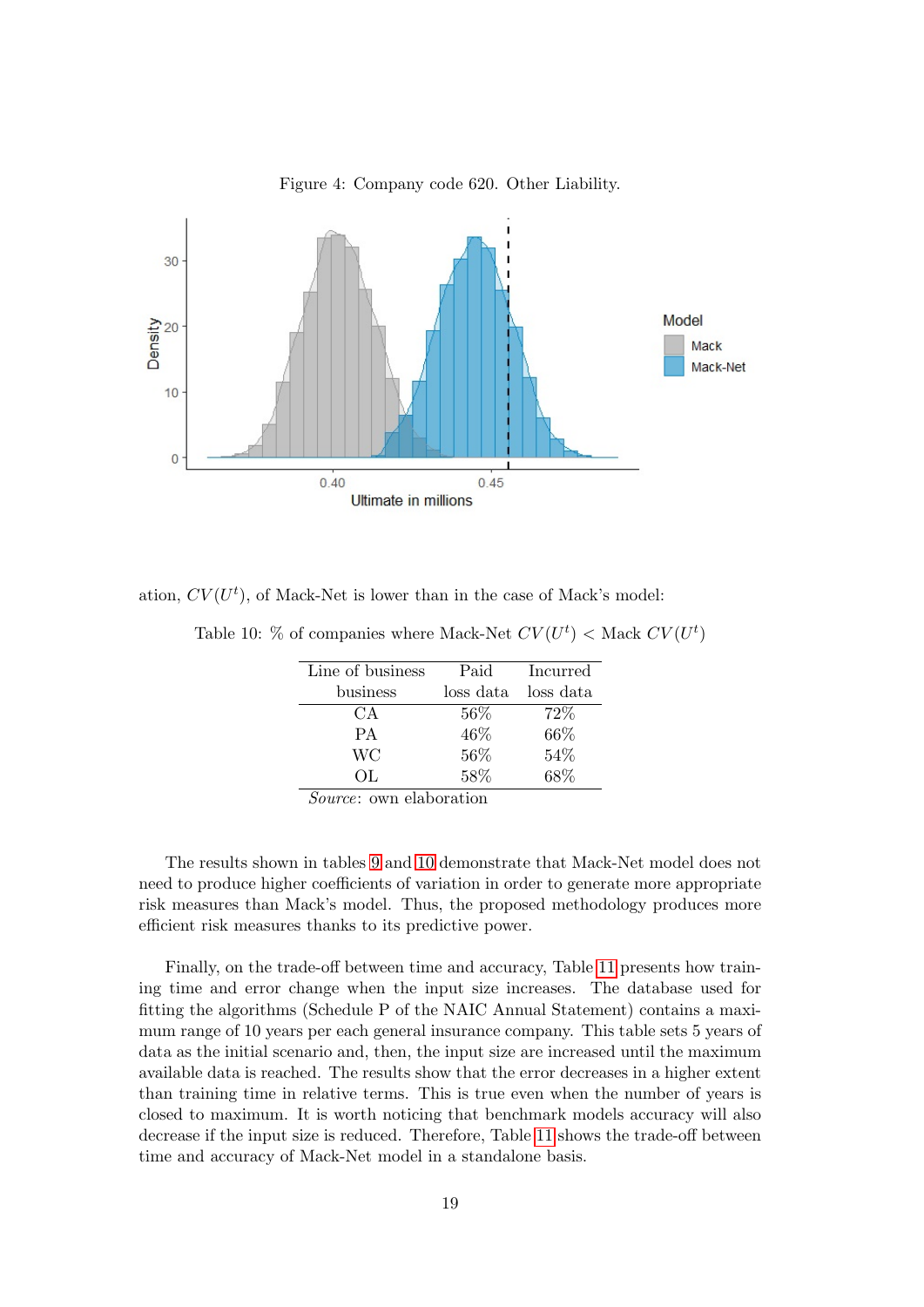Figure 4: Company code 620. Other Liability.

ation, $CV(U^t)$, of Mack-Net is lower than in the case of Mack's model:

Table 10: % of companies where Mack-Net $CV(U^t)$ < Mack $CV(U^t)$

| Line of business | Paid loss data | Incurred loss data |
|---|---|---|
| CA | 56% | 72% |
| PA | 46% | 66% |
| WC | 56% | 54% |
| OL | 58% | 68% |

*Source*: own elaboration

The results shown in tables 9 and 10 demonstrate that Mack-Net model does not need to produce higher coefficients of variation in order to generate more appropriate risk measures than Mack's model. Thus, the proposed methodology produces more efficient risk measures thanks to its predictive power.

Finally, on the trade-off between time and accuracy, Table 11 presents how training time and error change when the input size increases. The database used for fitting the algorithms (Schedule P of the NAIC Annual Statement) contains a maximum range of 10 years per each general insurance company. This table sets 5 years of data as the initial scenario and, then, the input size are increased until the maximum available data is reached. The results show that the error decreases in a higher extent than training time in relative terms. This is true even when the number of years is closed to maximum. It is worth noticing that benchmark models accuracy will also decrease if the input size is reduced. Therefore, Table 11 shows the trade-off between time and accuracy of Mack-Net model in a standalone basis.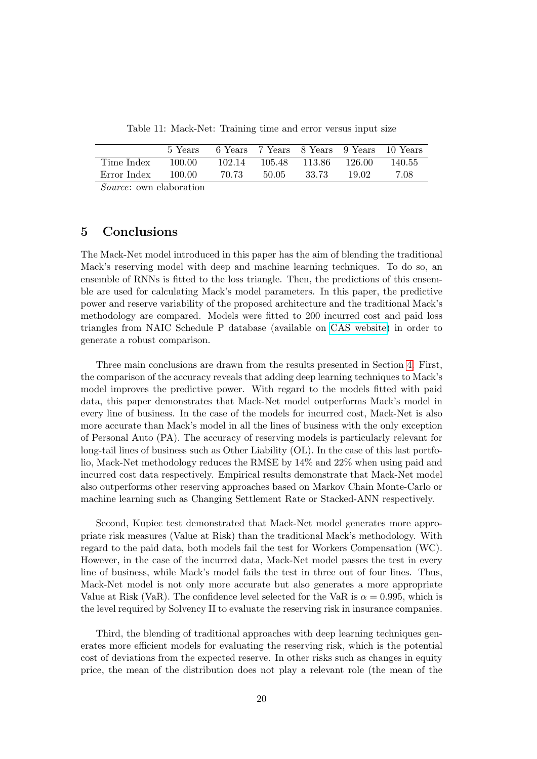Table 11: Mack-Net: Training time and error versus input size

| | 5 Years | 6 Years | 7 Years | 8 Years | 9 Years | 10 Years |
|---|---|---|---|---|---|---|
| Time Index | 100.00 | 102.14 | 105.48 | 113.86 | 126.00 | 140.55 |
| Error Index | 100.00 | 70.73 | 50.05 | 33.73 | 19.02 | 7.08 |

*Source*: own elaboration

## 5 Conclusions

The Mack-Net model introduced in this paper has the aim of blending the traditional Mack's reserving model with deep and machine learning techniques. To do so, an ensemble of RNNs is fitted to the loss triangle. Then, the predictions of this ensemble are used for calculating Mack's model parameters. In this paper, the predictive power and reserve variability of the proposed architecture and the traditional Mack's methodology are compared. Models were fitted to 200 incurred cost and paid loss triangles from NAIC Schedule P database (available on CAS website) in order to generate a robust comparison.

Three main conclusions are drawn from the results presented in Section 4. First, the comparison of the accuracy reveals that adding deep learning techniques to Mack's model improves the predictive power. With regard to the models fitted with paid data, this paper demonstrates that Mack-Net model outperforms Mack's model in every line of business. In the case of the models for incurred cost, Mack-Net is also more accurate than Mack's model in all the lines of business with the only exception of Personal Auto (PA). The accuracy of reserving models is particularly relevant for long-tail lines of business such as Other Liability (OL). In the case of this last portfolio, Mack-Net methodology reduces the RMSE by 14% and 22% when using paid and incurred cost data respectively. Empirical results demonstrate that Mack-Net model also outperforms other reserving approaches based on Markov Chain Monte-Carlo or machine learning such as Changing Settlement Rate or Stacked-ANN respectively.

Second, Kupiec test demonstrated that Mack-Net model generates more appropriate risk measures (Value at Risk) than the traditional Mack's methodology. With regard to the paid data, both models fail the test for Workers Compensation (WC). However, in the case of the incurred data, Mack-Net model passes the test in every line of business, while Mack's model fails the test in three out of four lines. Thus, Mack-Net model is not only more accurate but also generates a more appropriate Value at Risk (VaR). The confidence level selected for the VaR is $\alpha = 0.995$, which is the level required by Solvency II to evaluate the reserving risk in insurance companies.

Third, the blending of traditional approaches with deep learning techniques generates more efficient models for evaluating the reserving risk, which is the potential cost of deviations from the expected reserve. In other risks such as changes in equity price, the mean of the distribution does not play a relevant role (the mean of the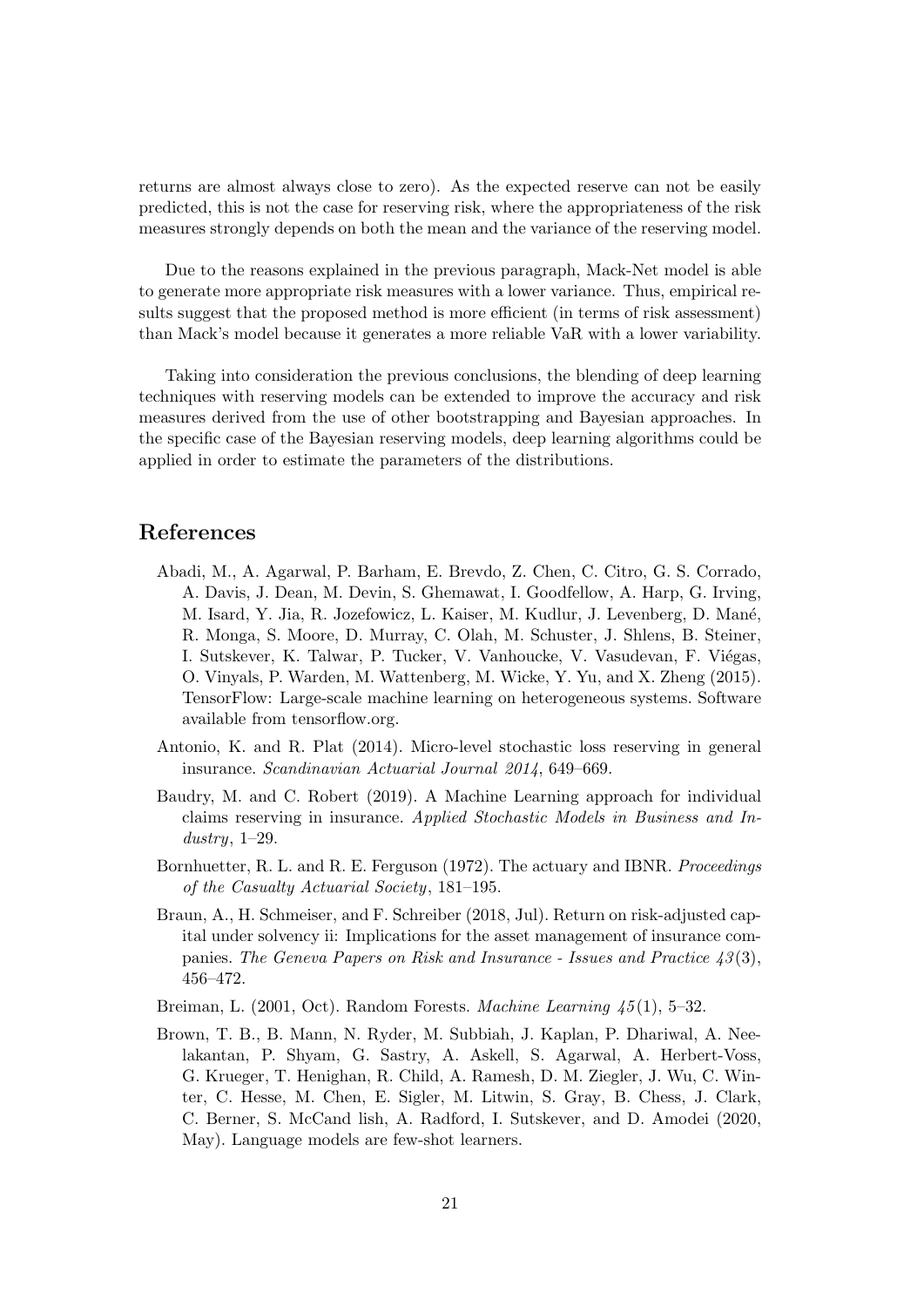returns are almost always close to zero). As the expected reserve can not be easily predicted, this is not the case for reserving risk, where the appropriateness of the risk measures strongly depends on both the mean and the variance of the reserving model.

Due to the reasons explained in the previous paragraph, Mack-Net model is able to generate more appropriate risk measures with a lower variance. Thus, empirical results suggest that the proposed method is more efficient (in terms of risk assessment) than Mack's model because it generates a more reliable VaR with a lower variability.

Taking into consideration the previous conclusions, the blending of deep learning techniques with reserving models can be extended to improve the accuracy and risk measures derived from the use of other bootstrapping and Bayesian approaches. In the specific case of the Bayesian reserving models, deep learning algorithms could be applied in order to estimate the parameters of the distributions.

## References

Abadi, M., A. Agarwal, P. Barham, E. Brevdo, Z. Chen, C. Citro, G. S. Corrado, A. Davis, J. Dean, M. Devin, S. Ghemawat, I. Goodfellow, A. Harp, G. Irving, M. Isard, Y. Jia, R. Jozefowicz, L. Kaiser, M. Kudlur, J. Levenberg, D. Mané, R. Monga, S. Moore, D. Murray, C. Olah, M. Schuster, J. Shlens, B. Steiner, I. Sutskever, K. Talwar, P. Tucker, V. Vanhoucke, V. Vasudevan, F. Viégas, O. Vinyals, P. Warden, M. Wattenberg, M. Wicke, Y. Yu, and X. Zheng (2015). TensorFlow: Large-scale machine learning on heterogeneous systems. Software available from tensorflow.org.

Antonio, K. and R. Plat (2014). Micro-level stochastic loss reserving in general insurance. *Scandinavian Actuarial Journal 2014*, 649–669.

Baudry, M. and C. Robert (2019). A Machine Learning approach for individual claims reserving in insurance. *Applied Stochastic Models in Business and Industry*, 1–29.

Bornhuetter, R. L. and R. E. Ferguson (1972). The actuary and IBNR. *Proceedings of the Casualty Actuarial Society*, 181–195.

Braun, A., H. Schmeiser, and F. Schreiber (2018, Jul). Return on risk-adjusted capital under solvency ii: Implications for the asset management of insurance companies. *The Geneva Papers on Risk and Insurance - Issues and Practice 43*(3), 456–472.

Breiman, L. (2001, Oct). Random Forests. *Machine Learning 45*(1), 5–32.

Brown, T. B., B. Mann, N. Ryder, M. Subbiah, J. Kaplan, P. Dhariwal, A. Neelakantan, P. Shyam, G. Sastry, A. Askell, S. Agarwal, A. Herbert-Voss, G. Krueger, T. Henighan, R. Child, A. Ramesh, D. M. Ziegler, J. Wu, C. Winter, C. Hesse, M. Chen, E. Sigler, M. Litwin, S. Gray, B. Chess, J. Clark, C. Berner, S. McCand lish, A. Radford, I. Sutskever, and D. Amodei (2020, May). Language models are few-shot learners.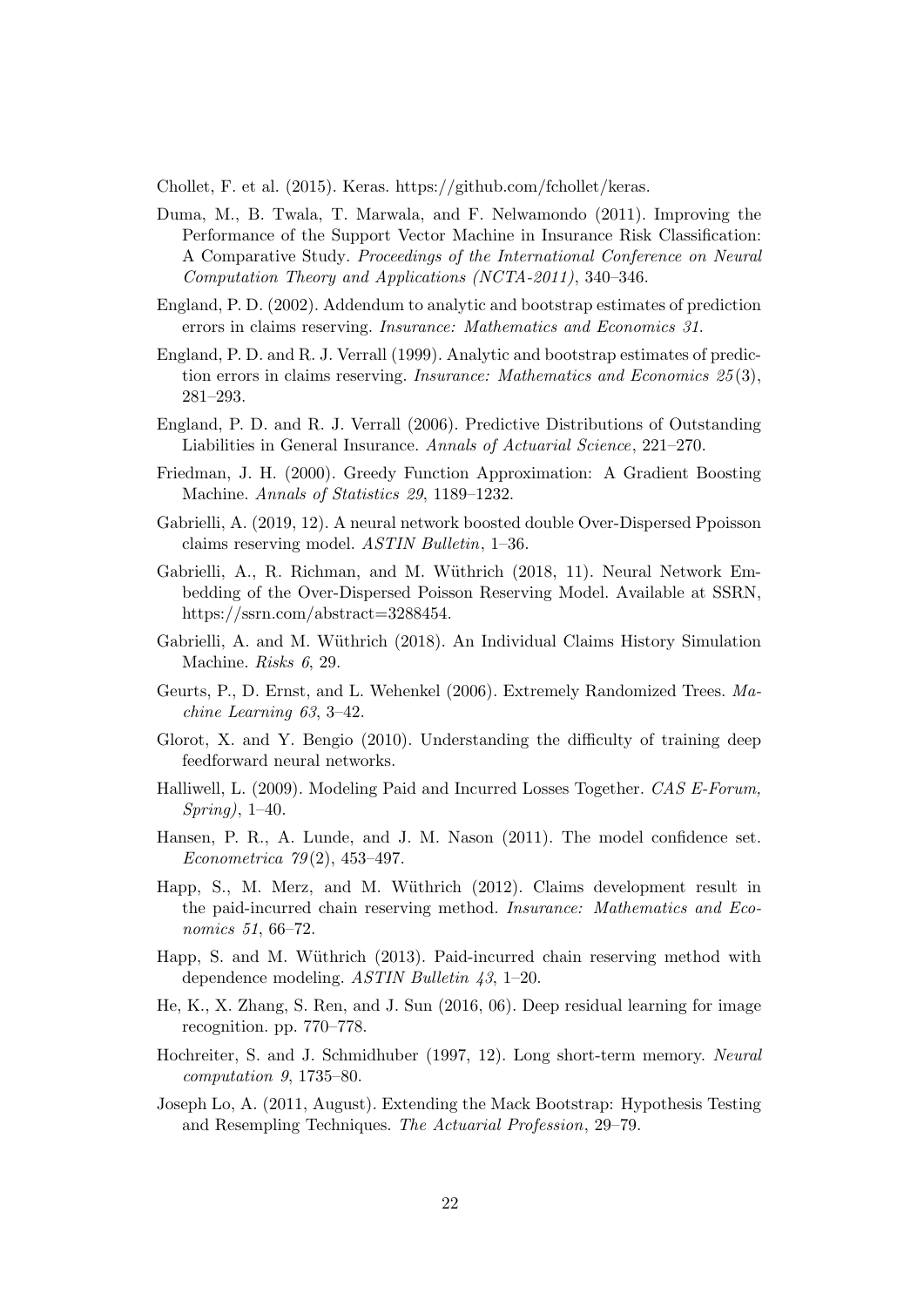Chollet, F. et al. (2015). Keras. https://github.com/fchollet/keras.

Duma, M., B. Twala, T. Marwala, and F. Nelwamondo (2011). Improving the Performance of the Support Vector Machine in Insurance Risk Classification: A Comparative Study. *Proceedings of the International Conference on Neural Computation Theory and Applications (NCTA-2011)*, 340–346.

England, P. D. (2002). Addendum to analytic and bootstrap estimates of prediction errors in claims reserving. *Insurance: Mathematics and Economics 31*.

England, P. D. and R. J. Verrall (1999). Analytic and bootstrap estimates of prediction errors in claims reserving. *Insurance: Mathematics and Economics 25*(3), 281–293.

England, P. D. and R. J. Verrall (2006). Predictive Distributions of Outstanding Liabilities in General Insurance. *Annals of Actuarial Science*, 221–270.

Friedman, J. H. (2000). Greedy Function Approximation: A Gradient Boosting Machine. *Annals of Statistics 29*, 1189–1232.

Gabrielli, A. (2019, 12). A neural network boosted double Over-Dispersed Ppoisson claims reserving model. *ASTIN Bulletin*, 1–36.

Gabrielli, A., R. Richman, and M. Wüthrich (2018, 11). Neural Network Embedding of the Over-Dispersed Poisson Reserving Model. Available at SSRN, https://ssrn.com/abstract=3288454.

Gabrielli, A. and M. Wüthrich (2018). An Individual Claims History Simulation Machine. *Risks 6*, 29.

Geurts, P., D. Ernst, and L. Wehenkel (2006). Extremely Randomized Trees. *Machine Learning 63*, 3–42.

Glorot, X. and Y. Bengio (2010). Understanding the difficulty of training deep feedforward neural networks.

Halliwell, L. (2009). Modeling Paid and Incurred Losses Together. *CAS E-Forum, Spring)*, 1–40.

Hansen, P. R., A. Lunde, and J. M. Nason (2011). The model confidence set. *Econometrica 79*(2), 453–497.

Happ, S., M. Merz, and M. Wüthrich (2012). Claims development result in the paid-incurred chain reserving method. *Insurance: Mathematics and Economics 51*, 66–72.

Happ, S. and M. Wüthrich (2013). Paid-incurred chain reserving method with dependence modeling. *ASTIN Bulletin 43*, 1–20.

He, K., X. Zhang, S. Ren, and J. Sun (2016, 06). Deep residual learning for image recognition. pp. 770–778.

Hochreiter, S. and J. Schmidhuber (1997, 12). Long short-term memory. *Neural computation 9*, 1735–80.

Joseph Lo, A. (2011, August). Extending the Mack Bootstrap: Hypothesis Testing and Resempling Techniques. *The Actuarial Profession*, 29–79.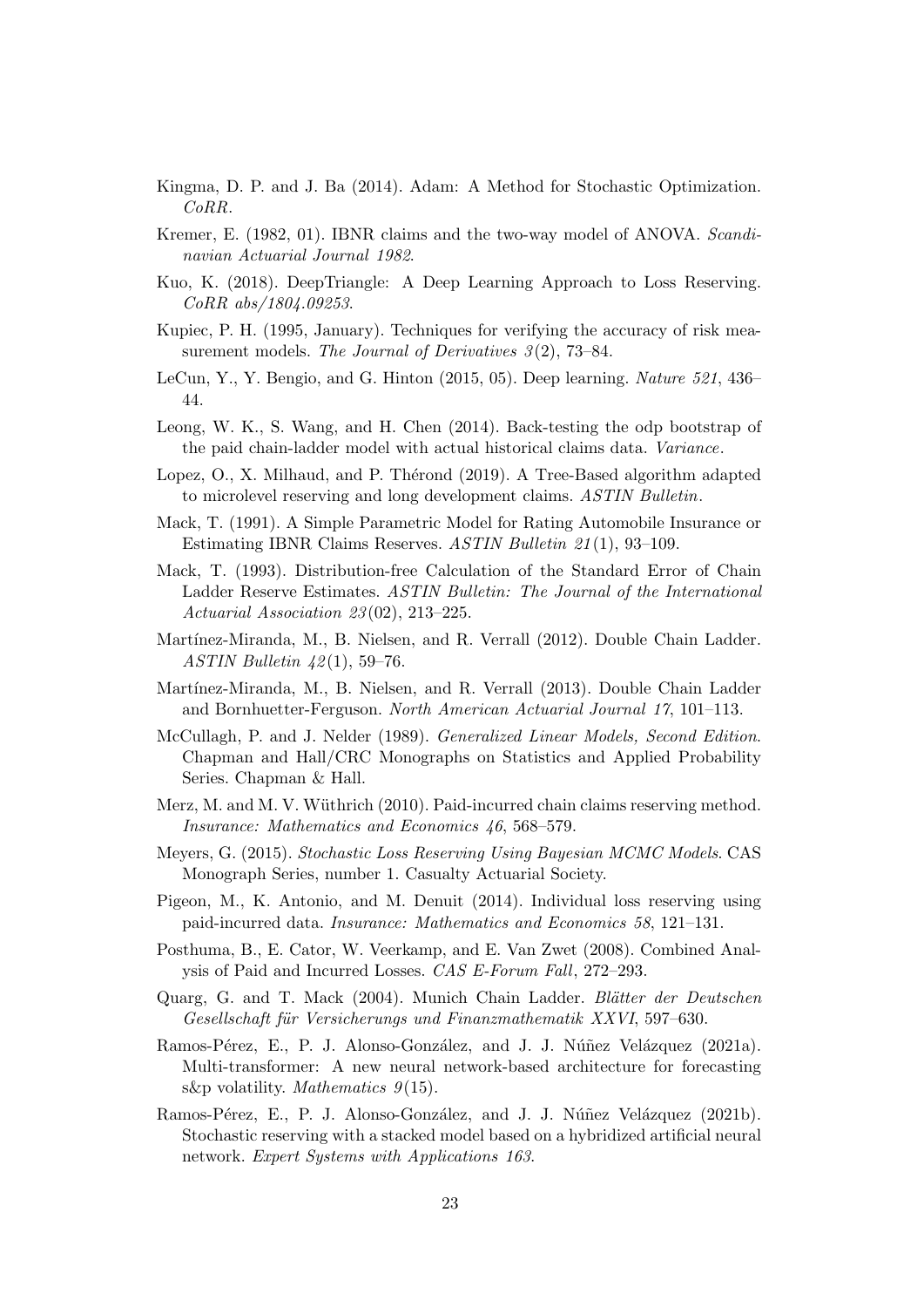Kingma, D. P. and J. Ba (2014). Adam: A Method for Stochastic Optimization. *CoRR*.

Kremer, E. (1982, 01). IBNR claims and the two-way model of ANOVA. *Scandinavian Actuarial Journal 1982*.

Kuo, K. (2018). DeepTriangle: A Deep Learning Approach to Loss Reserving. *CoRR abs/1804.09253*.

Kupiec, P. H. (1995, January). Techniques for verifying the accuracy of risk measurement models. *The Journal of Derivatives 3*(2), 73–84.

LeCun, Y., Y. Bengio, and G. Hinton (2015, 05). Deep learning. *Nature 521*, 436–44.

Leong, W. K., S. Wang, and H. Chen (2014). Back-testing the odp bootstrap of the paid chain-ladder model with actual historical claims data. *Variance*.

Lopez, O., X. Milhaud, and P. Thérond (2019). A Tree-Based algorithm adapted to microlevel reserving and long development claims. *ASTIN Bulletin*.

Mack, T. (1991). A Simple Parametric Model for Rating Automobile Insurance or Estimating IBNR Claims Reserves. *ASTIN Bulletin 21*(1), 93–109.

Mack, T. (1993). Distribution-free Calculation of the Standard Error of Chain Ladder Reserve Estimates. *ASTIN Bulletin: The Journal of the International Actuarial Association 23*(02), 213–225.

Martínez-Miranda, M., B. Nielsen, and R. Verrall (2012). Double Chain Ladder. *ASTIN Bulletin 42*(1), 59–76.

Martínez-Miranda, M., B. Nielsen, and R. Verrall (2013). Double Chain Ladder and Bornhuetter-Ferguson. *North American Actuarial Journal 17*, 101–113.

McCullagh, P. and J. Nelder (1989). *Generalized Linear Models, Second Edition*. Chapman and Hall/CRC Monographs on Statistics and Applied Probability Series. Chapman & Hall.

Merz, M. and M. V. Wüthrich (2010). Paid-incurred chain claims reserving method. *Insurance: Mathematics and Economics 46*, 568–579.

Meyers, G. (2015). *Stochastic Loss Reserving Using Bayesian MCMC Models*. CAS Monograph Series, number 1. Casualty Actuarial Society.

Pigeon, M., K. Antonio, and M. Denuit (2014). Individual loss reserving using paid-incurred data. *Insurance: Mathematics and Economics 58*, 121–131.

Posthuma, B., E. Cator, W. Veerkamp, and E. Van Zwet (2008). Combined Analysis of Paid and Incurred Losses. *CAS E-Forum Fall*, 272–293.

Quarg, G. and T. Mack (2004). Munich Chain Ladder. *Blätter der Deutschen Gesellschaft für Versicherungs und Finanzmathematik XXVI*, 597–630.

Ramos-Pérez, E., P. J. Alonso-González, and J. J. Núñez Velázquez (2021a). Multi-transformer: A new neural network-based architecture for forecasting s&p volatility. *Mathematics 9*(15).

Ramos-Pérez, E., P. J. Alonso-González, and J. J. Núñez Velázquez (2021b). Stochastic reserving with a stacked model based on a hybridized artificial neural network. *Expert Systems with Applications 163*.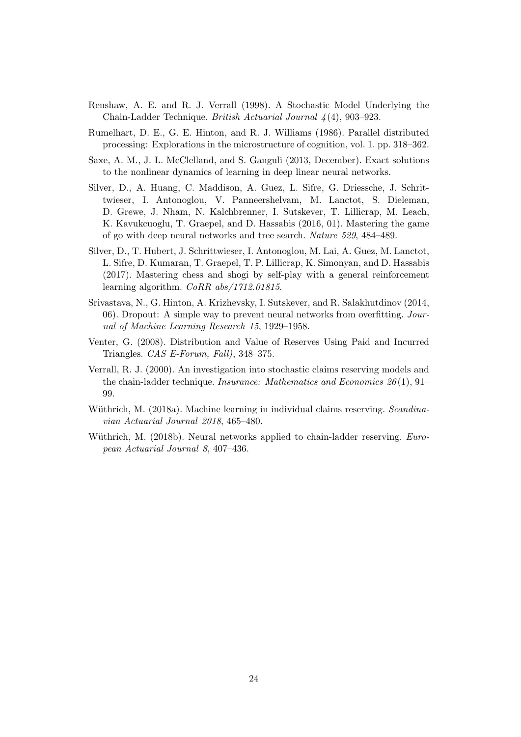Renshaw, A. E. and R. J. Verrall (1998). A Stochastic Model Underlying the Chain-Ladder Technique. *British Actuarial Journal 4*(4), 903–923.

Rumelhart, D. E., G. E. Hinton, and R. J. Williams (1986). Parallel distributed processing: Explorations in the microstructure of cognition, vol. 1. pp. 318–362.

Saxe, A. M., J. L. McClelland, and S. Ganguli (2013, December). Exact solutions to the nonlinear dynamics of learning in deep linear neural networks.

Silver, D., A. Huang, C. Maddison, A. Guez, L. Sifre, G. Driessche, J. Schrittwieser, I. Antonoglou, V. Panneershelvam, M. Lanctot, S. Dieleman, D. Grewe, J. Nham, N. Kalchbrenner, I. Sutskever, T. Lillicrap, M. Leach, K. Kavukcuoglu, T. Graepel, and D. Hassabis (2016, 01). Mastering the game of go with deep neural networks and tree search. *Nature 529*, 484–489.

Silver, D., T. Hubert, J. Schrittwieser, I. Antonoglou, M. Lai, A. Guez, M. Lanctot, L. Sifre, D. Kumaran, T. Graepel, T. P. Lillicrap, K. Simonyan, and D. Hassabis (2017). Mastering chess and shogi by self-play with a general reinforcement learning algorithm. *CoRR abs/1712.01815*.

Srivastava, N., G. Hinton, A. Krizhevsky, I. Sutskever, and R. Salakhutdinov (2014, 06). Dropout: A simple way to prevent neural networks from overfitting. *Journal of Machine Learning Research 15*, 1929–1958.

Venter, G. (2008). Distribution and Value of Reserves Using Paid and Incurred Triangles. *CAS E-Forum, Fall)*, 348–375.

Verrall, R. J. (2000). An investigation into stochastic claims reserving models and the chain-ladder technique. *Insurance: Mathematics and Economics 26*(1), 91–99.

Wüthrich, M. (2018a). Machine learning in individual claims reserving. *Scandinavian Actuarial Journal 2018*, 465–480.

Wüthrich, M. (2018b). Neural networks applied to chain-ladder reserving. *European Actuarial Journal 8*, 407–436.